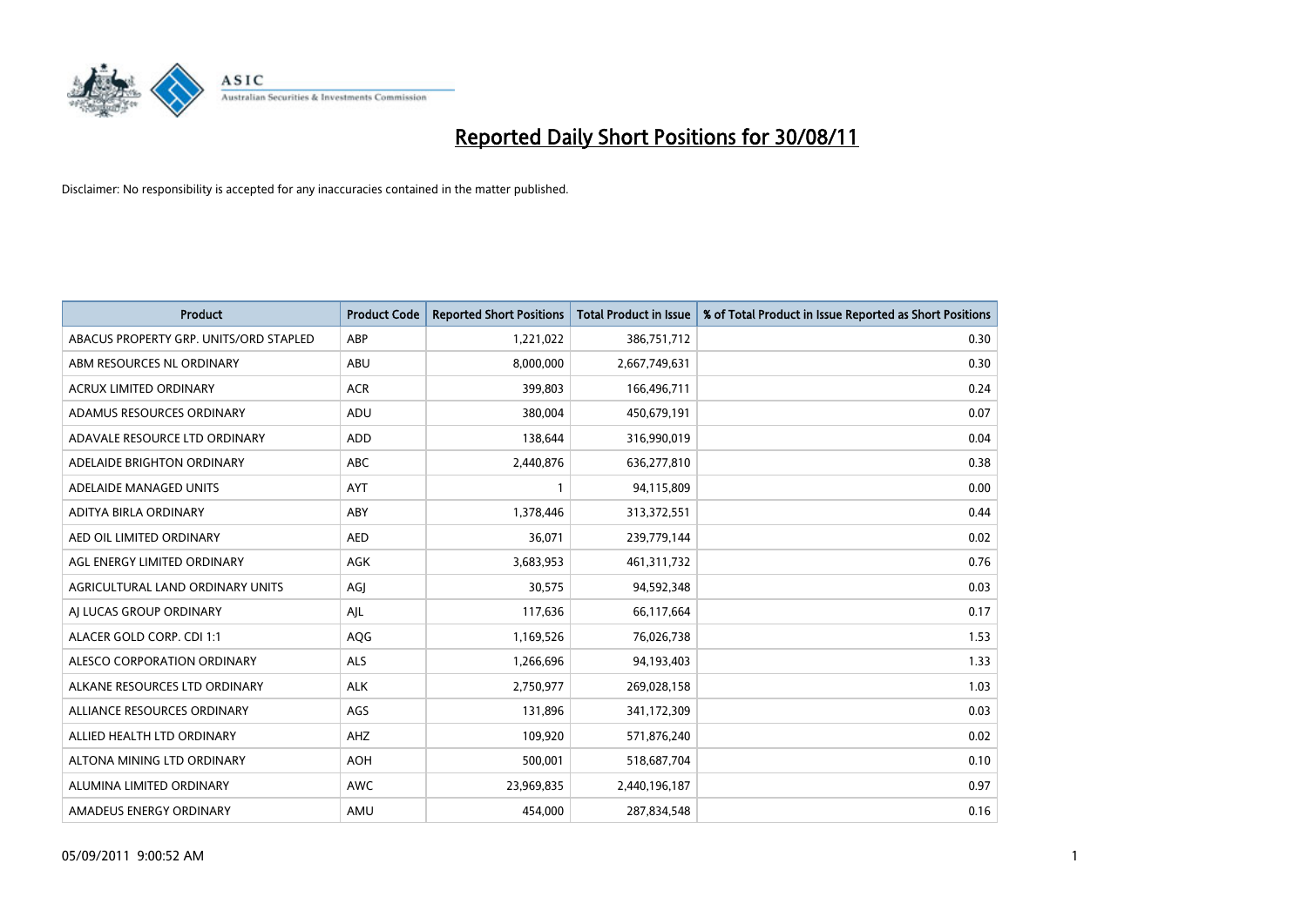# Reported Daily Short Positions for 30/08/11

Disclaimer: No responsibility is accepted for any inaccuracies contained in the matter published.

| Product | Product Code | Reported Short Positions | Total Product in Issue | % of Total Product in Issue Reported as Short Positions |
|---|---|---|---|---|
| ABACUS PROPERTY GRP. UNITS/ORD STAPLED | ABP | 1,221,022 | 386,751,712 | 0.30 |
| ABM RESOURCES NL ORDINARY | ABU | 8,000,000 | 2,667,749,631 | 0.30 |
| ACRUX LIMITED ORDINARY | ACR | 399,803 | 166,496,711 | 0.24 |
| ADAMUS RESOURCES ORDINARY | ADU | 380,004 | 450,679,191 | 0.07 |
| ADAVALE RESOURCE LTD ORDINARY | ADD | 138,644 | 316,990,019 | 0.04 |
| ADELAIDE BRIGHTON ORDINARY | ABC | 2,440,876 | 636,277,810 | 0.38 |
| ADELAIDE MANAGED UNITS | AYT | 1 | 94,115,809 | 0.00 |
| ADITYA BIRLA ORDINARY | ABY | 1,378,446 | 313,372,551 | 0.44 |
| AED OIL LIMITED ORDINARY | AED | 36,071 | 239,779,144 | 0.02 |
| AGL ENERGY LIMITED ORDINARY | AGK | 3,683,953 | 461,311,732 | 0.76 |
| AGRICULTURAL LAND ORDINARY UNITS | AGJ | 30,575 | 94,592,348 | 0.03 |
| AJ LUCAS GROUP ORDINARY | AJL | 117,636 | 66,117,664 | 0.17 |
| ALACER GOLD CORP. CDI 1:1 | AQG | 1,169,526 | 76,026,738 | 1.53 |
| ALESCO CORPORATION ORDINARY | ALS | 1,266,696 | 94,193,403 | 1.33 |
| ALKANE RESOURCES LTD ORDINARY | ALK | 2,750,977 | 269,028,158 | 1.03 |
| ALLIANCE RESOURCES ORDINARY | AGS | 131,896 | 341,172,309 | 0.03 |
| ALLIED HEALTH LTD ORDINARY | AHZ | 109,920 | 571,876,240 | 0.02 |
| ALTONA MINING LTD ORDINARY | AOH | 500,001 | 518,687,704 | 0.10 |
| ALUMINA LIMITED ORDINARY | AWC | 23,969,835 | 2,440,196,187 | 0.97 |
| AMADEUS ENERGY ORDINARY | AMU | 454,000 | 287,834,548 | 0.16 |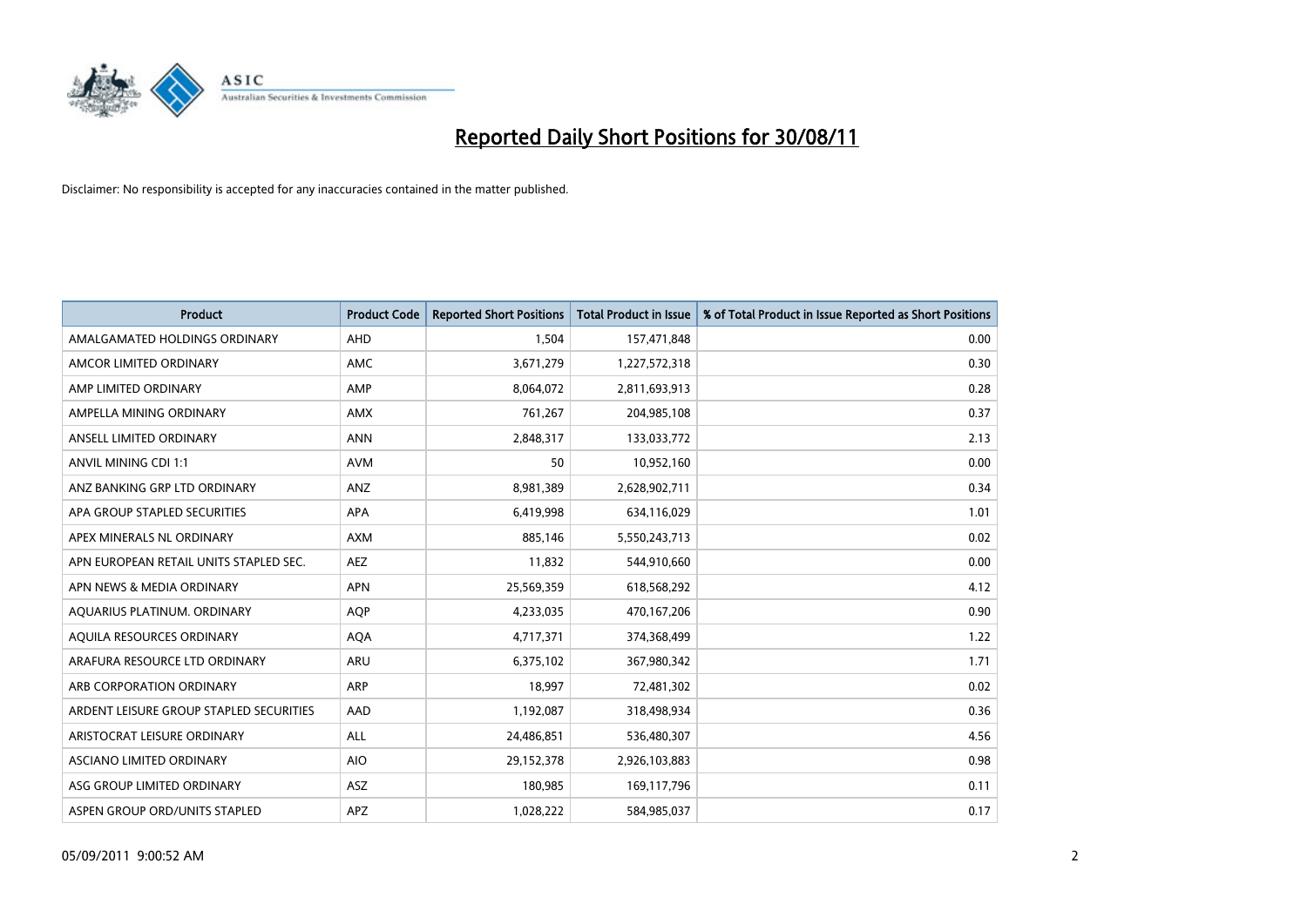# Reported Daily Short Positions for 30/08/11

Disclaimer: No responsibility is accepted for any inaccuracies contained in the matter published.

| Product | Product Code | Reported Short Positions | Total Product in Issue | % of Total Product in Issue Reported as Short Positions |
|---|---|---|---|---|
| AMALGAMATED HOLDINGS ORDINARY | AHD | 1,504 | 157,471,848 | 0.00 |
| AMCOR LIMITED ORDINARY | AMC | 3,671,279 | 1,227,572,318 | 0.30 |
| AMP LIMITED ORDINARY | AMP | 8,064,072 | 2,811,693,913 | 0.28 |
| AMPELLA MINING ORDINARY | AMX | 761,267 | 204,985,108 | 0.37 |
| ANSELL LIMITED ORDINARY | ANN | 2,848,317 | 133,033,772 | 2.13 |
| ANVIL MINING CDI 1:1 | AVM | 50 | 10,952,160 | 0.00 |
| ANZ BANKING GRP LTD ORDINARY | ANZ | 8,981,389 | 2,628,902,711 | 0.34 |
| APA GROUP STAPLED SECURITIES | APA | 6,419,998 | 634,116,029 | 1.01 |
| APEX MINERALS NL ORDINARY | AXM | 885,146 | 5,550,243,713 | 0.02 |
| APN EUROPEAN RETAIL UNITS STAPLED SEC. | AEZ | 11,832 | 544,910,660 | 0.00 |
| APN NEWS & MEDIA ORDINARY | APN | 25,569,359 | 618,568,292 | 4.12 |
| AQUARIUS PLATINUM. ORDINARY | AQP | 4,233,035 | 470,167,206 | 0.90 |
| AQUILA RESOURCES ORDINARY | AQA | 4,717,371 | 374,368,499 | 1.22 |
| ARAFURA RESOURCE LTD ORDINARY | ARU | 6,375,102 | 367,980,342 | 1.71 |
| ARB CORPORATION ORDINARY | ARP | 18,997 | 72,481,302 | 0.02 |
| ARDENT LEISURE GROUP STAPLED SECURITIES | AAD | 1,192,087 | 318,498,934 | 0.36 |
| ARISTOCRAT LEISURE ORDINARY | ALL | 24,486,851 | 536,480,307 | 4.56 |
| ASCIANO LIMITED ORDINARY | AIO | 29,152,378 | 2,926,103,883 | 0.98 |
| ASG GROUP LIMITED ORDINARY | ASZ | 180,985 | 169,117,796 | 0.11 |
| ASPEN GROUP ORD/UNITS STAPLED | APZ | 1,028,222 | 584,985,037 | 0.17 |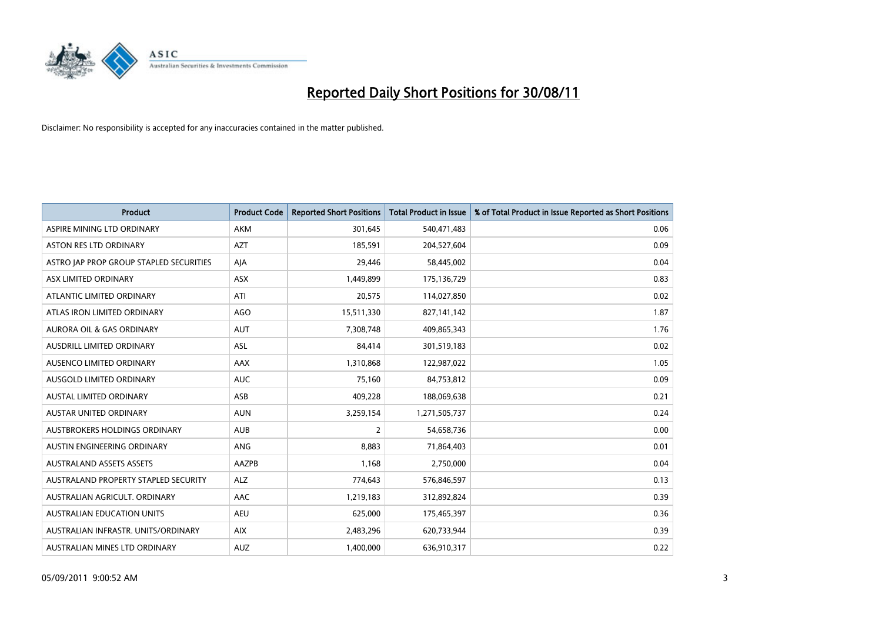# Reported Daily Short Positions for 30/08/11

Disclaimer: No responsibility is accepted for any inaccuracies contained in the matter published.

| Product | Product Code | Reported Short Positions | Total Product in Issue | % of Total Product in Issue Reported as Short Positions |
|---|---|---|---|---|
| ASPIRE MINING LTD ORDINARY | AKM | 301,645 | 540,471,483 | 0.06 |
| ASTON RES LTD ORDINARY | AZT | 185,591 | 204,527,604 | 0.09 |
| ASTRO JAP PROP GROUP STAPLED SECURITIES | AJA | 29,446 | 58,445,002 | 0.04 |
| ASX LIMITED ORDINARY | ASX | 1,449,899 | 175,136,729 | 0.83 |
| ATLANTIC LIMITED ORDINARY | ATI | 20,575 | 114,027,850 | 0.02 |
| ATLAS IRON LIMITED ORDINARY | AGO | 15,511,330 | 827,141,142 | 1.87 |
| AURORA OIL & GAS ORDINARY | AUT | 7,308,748 | 409,865,343 | 1.76 |
| AUSDRILL LIMITED ORDINARY | ASL | 84,414 | 301,519,183 | 0.02 |
| AUSENCO LIMITED ORDINARY | AAX | 1,310,868 | 122,987,022 | 1.05 |
| AUSGOLD LIMITED ORDINARY | AUC | 75,160 | 84,753,812 | 0.09 |
| AUSTAL LIMITED ORDINARY | ASB | 409,228 | 188,069,638 | 0.21 |
| AUSTAR UNITED ORDINARY | AUN | 3,259,154 | 1,271,505,737 | 0.24 |
| AUSTBROKERS HOLDINGS ORDINARY | AUB | 2 | 54,658,736 | 0.00 |
| AUSTIN ENGINEERING ORDINARY | ANG | 8,883 | 71,864,403 | 0.01 |
| AUSTRALAND ASSETS ASSETS | AAZPB | 1,168 | 2,750,000 | 0.04 |
| AUSTRALAND PROPERTY STAPLED SECURITY | ALZ | 774,643 | 576,846,597 | 0.13 |
| AUSTRALIAN AGRICULT. ORDINARY | AAC | 1,219,183 | 312,892,824 | 0.39 |
| AUSTRALIAN EDUCATION UNITS | AEU | 625,000 | 175,465,397 | 0.36 |
| AUSTRALIAN INFRASTR. UNITS/ORDINARY | AIX | 2,483,296 | 620,733,944 | 0.39 |
| AUSTRALIAN MINES LTD ORDINARY | AUZ | 1,400,000 | 636,910,317 | 0.22 |

05/09/2011 9:00:52 AM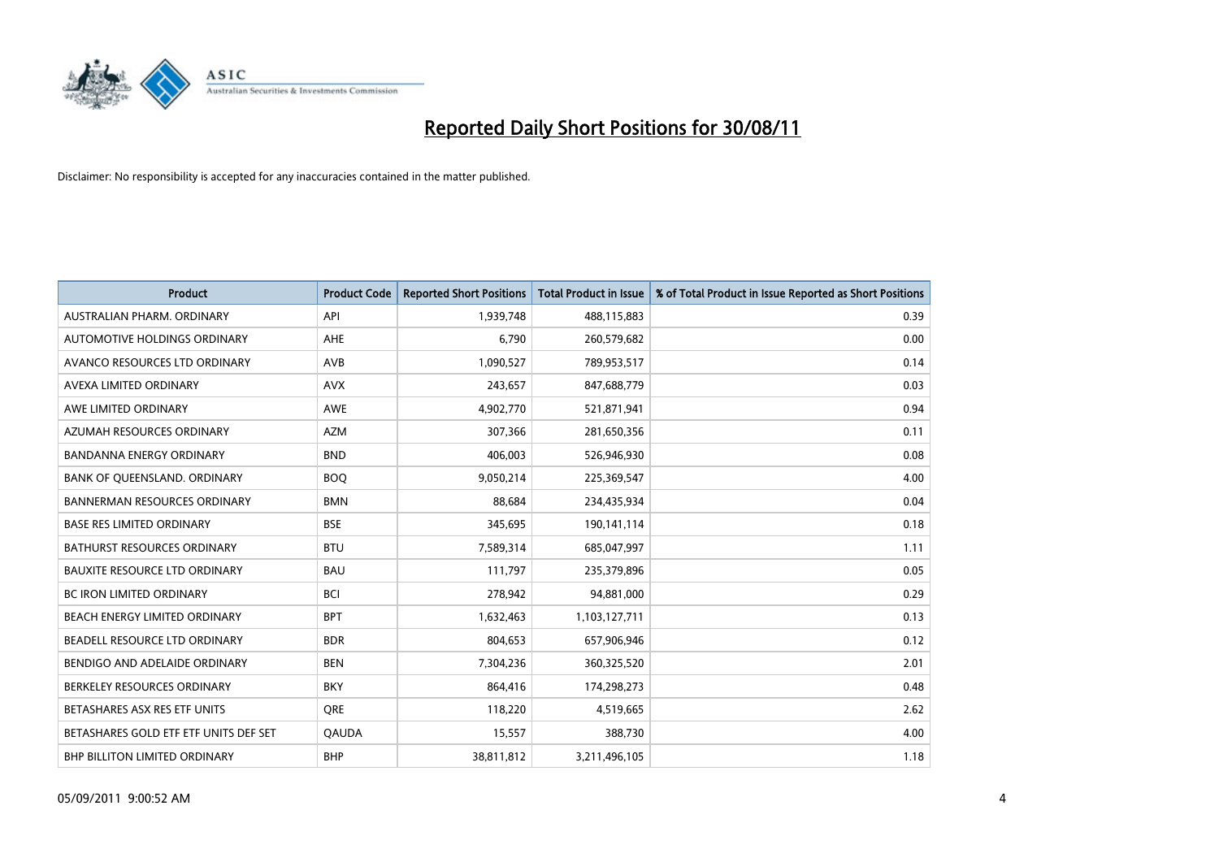# Reported Daily Short Positions for 30/08/11

Disclaimer: No responsibility is accepted for any inaccuracies contained in the matter published.

| Product | Product Code | Reported Short Positions | Total Product in Issue | % of Total Product in Issue Reported as Short Positions |
| --- | --- | --- | --- | --- |
| AUSTRALIAN PHARM. ORDINARY | API | 1,939,748 | 488,115,883 | 0.39 |
| AUTOMOTIVE HOLDINGS ORDINARY | AHE | 6,790 | 260,579,682 | 0.00 |
| AVANCO RESOURCES LTD ORDINARY | AVB | 1,090,527 | 789,953,517 | 0.14 |
| AVEXA LIMITED ORDINARY | AVX | 243,657 | 847,688,779 | 0.03 |
| AWE LIMITED ORDINARY | AWE | 4,902,770 | 521,871,941 | 0.94 |
| AZUMAH RESOURCES ORDINARY | AZM | 307,366 | 281,650,356 | 0.11 |
| BANDANNA ENERGY ORDINARY | BND | 406,003 | 526,946,930 | 0.08 |
| BANK OF QUEENSLAND. ORDINARY | BOQ | 9,050,214 | 225,369,547 | 4.00 |
| BANNERMAN RESOURCES ORDINARY | BMN | 88,684 | 234,435,934 | 0.04 |
| BASE RES LIMITED ORDINARY | BSE | 345,695 | 190,141,114 | 0.18 |
| BATHURST RESOURCES ORDINARY | BTU | 7,589,314 | 685,047,997 | 1.11 |
| BAUXITE RESOURCE LTD ORDINARY | BAU | 111,797 | 235,379,896 | 0.05 |
| BC IRON LIMITED ORDINARY | BCI | 278,942 | 94,881,000 | 0.29 |
| BEACH ENERGY LIMITED ORDINARY | BPT | 1,632,463 | 1,103,127,711 | 0.13 |
| BEADELL RESOURCE LTD ORDINARY | BDR | 804,653 | 657,906,946 | 0.12 |
| BENDIGO AND ADELAIDE ORDINARY | BEN | 7,304,236 | 360,325,520 | 2.01 |
| BERKELEY RESOURCES ORDINARY | BKY | 864,416 | 174,298,273 | 0.48 |
| BETASHARES ASX RES ETF UNITS | QRE | 118,220 | 4,519,665 | 2.62 |
| BETASHARES GOLD ETF ETF UNITS DEF SET | QAUDA | 15,557 | 388,730 | 4.00 |
| BHP BILLITON LIMITED ORDINARY | BHP | 38,811,812 | 3,211,496,105 | 1.18 |

05/09/2011 9:00:52 AM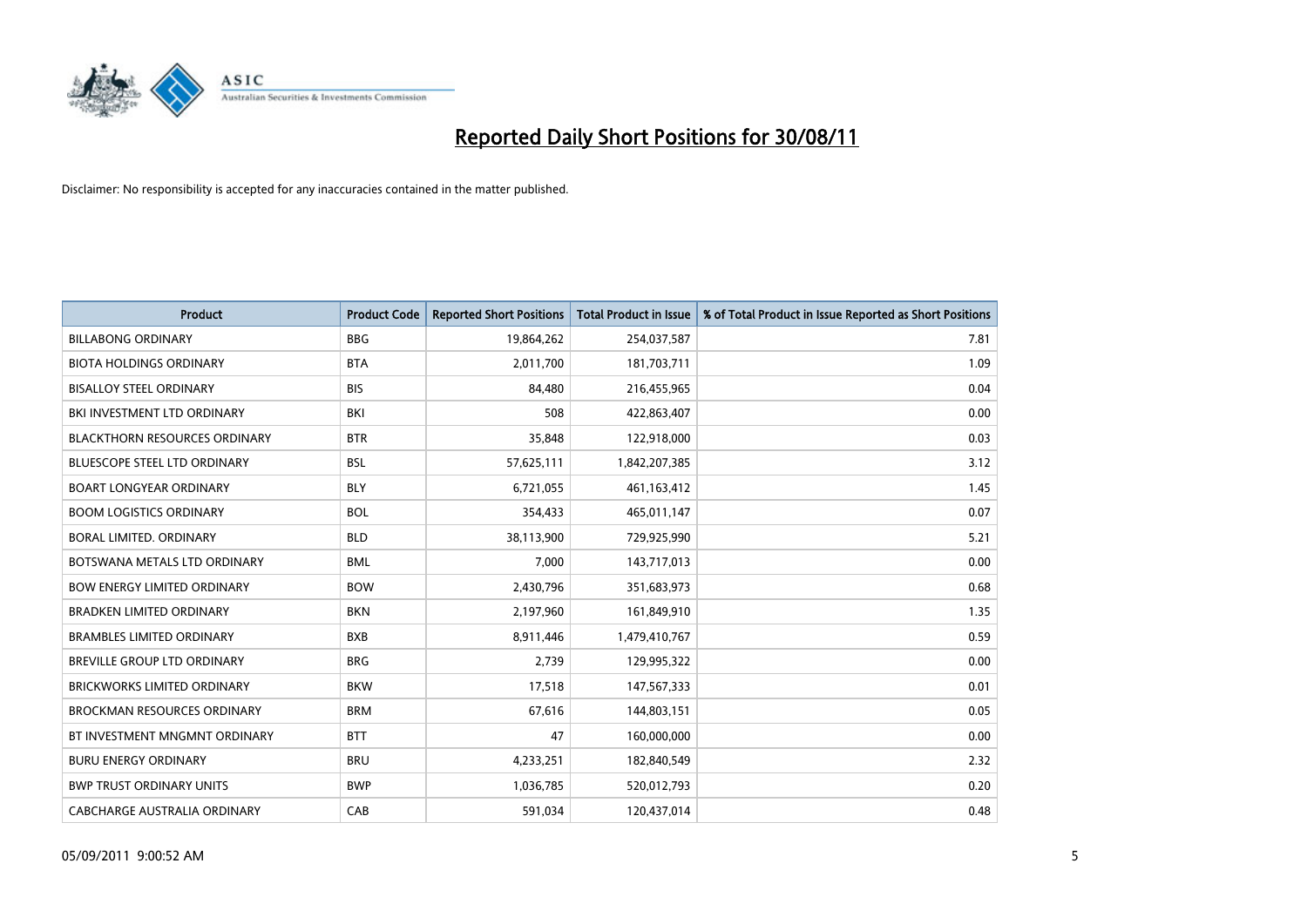# Reported Daily Short Positions for 30/08/11

Disclaimer: No responsibility is accepted for any inaccuracies contained in the matter published.

| Product | Product Code | Reported Short Positions | Total Product in Issue | % of Total Product in Issue Reported as Short Positions |
|---|---|---|---|---|
| BILLABONG ORDINARY | BBG | 19,864,262 | 254,037,587 | 7.81 |
| BIOTA HOLDINGS ORDINARY | BTA | 2,011,700 | 181,703,711 | 1.09 |
| BISALLOY STEEL ORDINARY | BIS | 84,480 | 216,455,965 | 0.04 |
| BKI INVESTMENT LTD ORDINARY | BKI | 508 | 422,863,407 | 0.00 |
| BLACKTHORN RESOURCES ORDINARY | BTR | 35,848 | 122,918,000 | 0.03 |
| BLUESCOPE STEEL LTD ORDINARY | BSL | 57,625,111 | 1,842,207,385 | 3.12 |
| BOART LONGYEAR ORDINARY | BLY | 6,721,055 | 461,163,412 | 1.45 |
| BOOM LOGISTICS ORDINARY | BOL | 354,433 | 465,011,147 | 0.07 |
| BORAL LIMITED. ORDINARY | BLD | 38,113,900 | 729,925,990 | 5.21 |
| BOTSWANA METALS LTD ORDINARY | BML | 7,000 | 143,717,013 | 0.00 |
| BOW ENERGY LIMITED ORDINARY | BOW | 2,430,796 | 351,683,973 | 0.68 |
| BRADKEN LIMITED ORDINARY | BKN | 2,197,960 | 161,849,910 | 1.35 |
| BRAMBLES LIMITED ORDINARY | BXB | 8,911,446 | 1,479,410,767 | 0.59 |
| BREVILLE GROUP LTD ORDINARY | BRG | 2,739 | 129,995,322 | 0.00 |
| BRICKWORKS LIMITED ORDINARY | BKW | 17,518 | 147,567,333 | 0.01 |
| BROCKMAN RESOURCES ORDINARY | BRM | 67,616 | 144,803,151 | 0.05 |
| BT INVESTMENT MNGMNT ORDINARY | BTT | 47 | 160,000,000 | 0.00 |
| BURU ENERGY ORDINARY | BRU | 4,233,251 | 182,840,549 | 2.32 |
| BWP TRUST ORDINARY UNITS | BWP | 1,036,785 | 520,012,793 | 0.20 |
| CABCHARGE AUSTRALIA ORDINARY | CAB | 591,034 | 120,437,014 | 0.48 |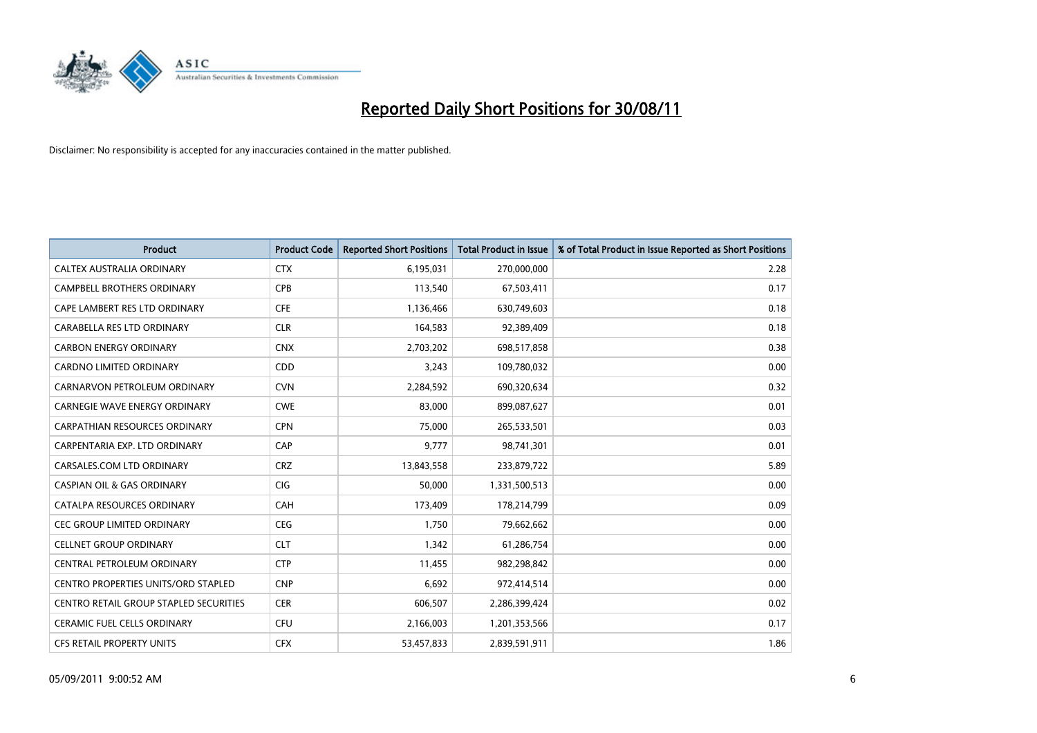# Reported Daily Short Positions for 30/08/11

Disclaimer: No responsibility is accepted for any inaccuracies contained in the matter published.

| Product | Product Code | Reported Short Positions | Total Product in Issue | % of Total Product in Issue Reported as Short Positions |
|---|---|---|---|---|
| CALTEX AUSTRALIA ORDINARY | CTX | 6,195,031 | 270,000,000 | 2.28 |
| CAMPBELL BROTHERS ORDINARY | CPB | 113,540 | 67,503,411 | 0.17 |
| CAPE LAMBERT RES LTD ORDINARY | CFE | 1,136,466 | 630,749,603 | 0.18 |
| CARABELLA RES LTD ORDINARY | CLR | 164,583 | 92,389,409 | 0.18 |
| CARBON ENERGY ORDINARY | CNX | 2,703,202 | 698,517,858 | 0.38 |
| CARDNO LIMITED ORDINARY | CDD | 3,243 | 109,780,032 | 0.00 |
| CARNARVON PETROLEUM ORDINARY | CVN | 2,284,592 | 690,320,634 | 0.32 |
| CARNEGIE WAVE ENERGY ORDINARY | CWE | 83,000 | 899,087,627 | 0.01 |
| CARPATHIAN RESOURCES ORDINARY | CPN | 75,000 | 265,533,501 | 0.03 |
| CARPENTARIA EXP. LTD ORDINARY | CAP | 9,777 | 98,741,301 | 0.01 |
| CARSALES.COM LTD ORDINARY | CRZ | 13,843,558 | 233,879,722 | 5.89 |
| CASPIAN OIL & GAS ORDINARY | CIG | 50,000 | 1,331,500,513 | 0.00 |
| CATALPA RESOURCES ORDINARY | CAH | 173,409 | 178,214,799 | 0.09 |
| CEC GROUP LIMITED ORDINARY | CEG | 1,750 | 79,662,662 | 0.00 |
| CELLNET GROUP ORDINARY | CLT | 1,342 | 61,286,754 | 0.00 |
| CENTRAL PETROLEUM ORDINARY | CTP | 11,455 | 982,298,842 | 0.00 |
| CENTRO PROPERTIES UNITS/ORD STAPLED | CNP | 6,692 | 972,414,514 | 0.00 |
| CENTRO RETAIL GROUP STAPLED SECURITIES | CER | 606,507 | 2,286,399,424 | 0.02 |
| CERAMIC FUEL CELLS ORDINARY | CFU | 2,166,003 | 1,201,353,566 | 0.17 |
| CFS RETAIL PROPERTY UNITS | CFX | 53,457,833 | 2,839,591,911 | 1.86 |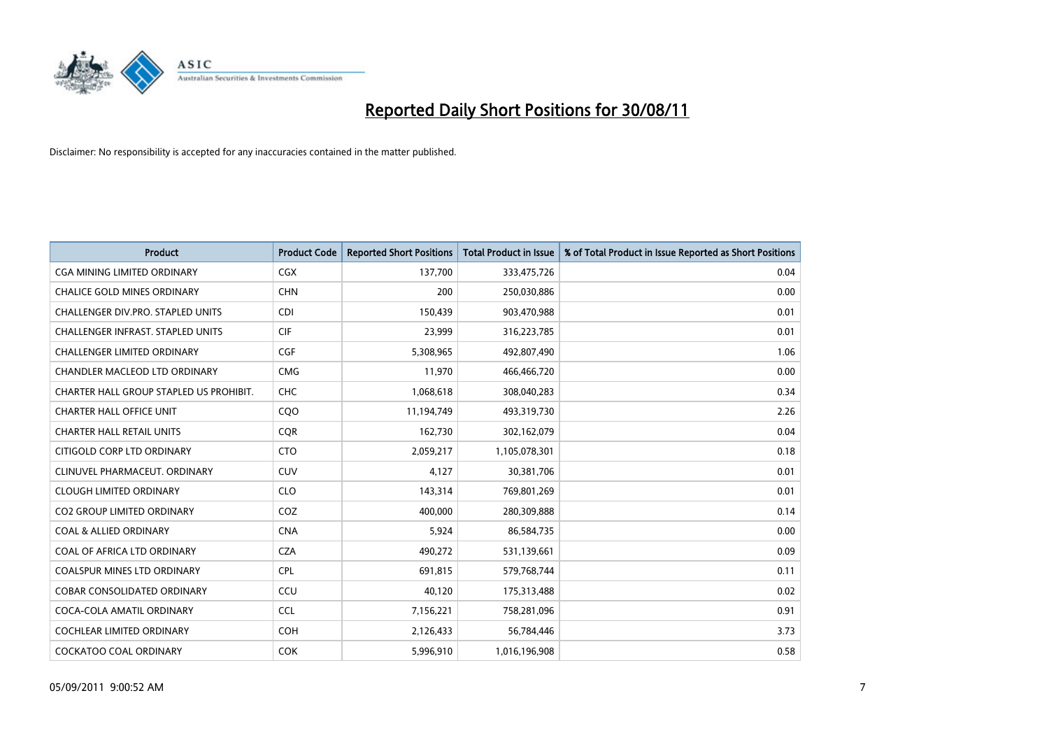# Reported Daily Short Positions for 30/08/11

Disclaimer: No responsibility is accepted for any inaccuracies contained in the matter published.

| Product | Product Code | Reported Short Positions | Total Product in Issue | % of Total Product in Issue Reported as Short Positions |
|---|---|---|---|---|
| CGA MINING LIMITED ORDINARY | CGX | 137,700 | 333,475,726 | 0.04 |
| CHALICE GOLD MINES ORDINARY | CHN | 200 | 250,030,886 | 0.00 |
| CHALLENGER DIV.PRO. STAPLED UNITS | CDI | 150,439 | 903,470,988 | 0.01 |
| CHALLENGER INFRAST. STAPLED UNITS | CIF | 23,999 | 316,223,785 | 0.01 |
| CHALLENGER LIMITED ORDINARY | CGF | 5,308,965 | 492,807,490 | 1.06 |
| CHANDLER MACLEOD LTD ORDINARY | CMG | 11,970 | 466,466,720 | 0.00 |
| CHARTER HALL GROUP STAPLED US PROHIBIT. | CHC | 1,068,618 | 308,040,283 | 0.34 |
| CHARTER HALL OFFICE UNIT | CQO | 11,194,749 | 493,319,730 | 2.26 |
| CHARTER HALL RETAIL UNITS | CQR | 162,730 | 302,162,079 | 0.04 |
| CITIGOLD CORP LTD ORDINARY | CTO | 2,059,217 | 1,105,078,301 | 0.18 |
| CLINUVEL PHARMACEUT. ORDINARY | CUV | 4,127 | 30,381,706 | 0.01 |
| CLOUGH LIMITED ORDINARY | CLO | 143,314 | 769,801,269 | 0.01 |
| CO2 GROUP LIMITED ORDINARY | COZ | 400,000 | 280,309,888 | 0.14 |
| COAL & ALLIED ORDINARY | CNA | 5,924 | 86,584,735 | 0.00 |
| COAL OF AFRICA LTD ORDINARY | CZA | 490,272 | 531,139,661 | 0.09 |
| COALSPUR MINES LTD ORDINARY | CPL | 691,815 | 579,768,744 | 0.11 |
| COBAR CONSOLIDATED ORDINARY | CCU | 40,120 | 175,313,488 | 0.02 |
| COCA-COLA AMATIL ORDINARY | CCL | 7,156,221 | 758,281,096 | 0.91 |
| COCHLEAR LIMITED ORDINARY | COH | 2,126,433 | 56,784,446 | 3.73 |
| COCKATOO COAL ORDINARY | COK | 5,996,910 | 1,016,196,908 | 0.58 |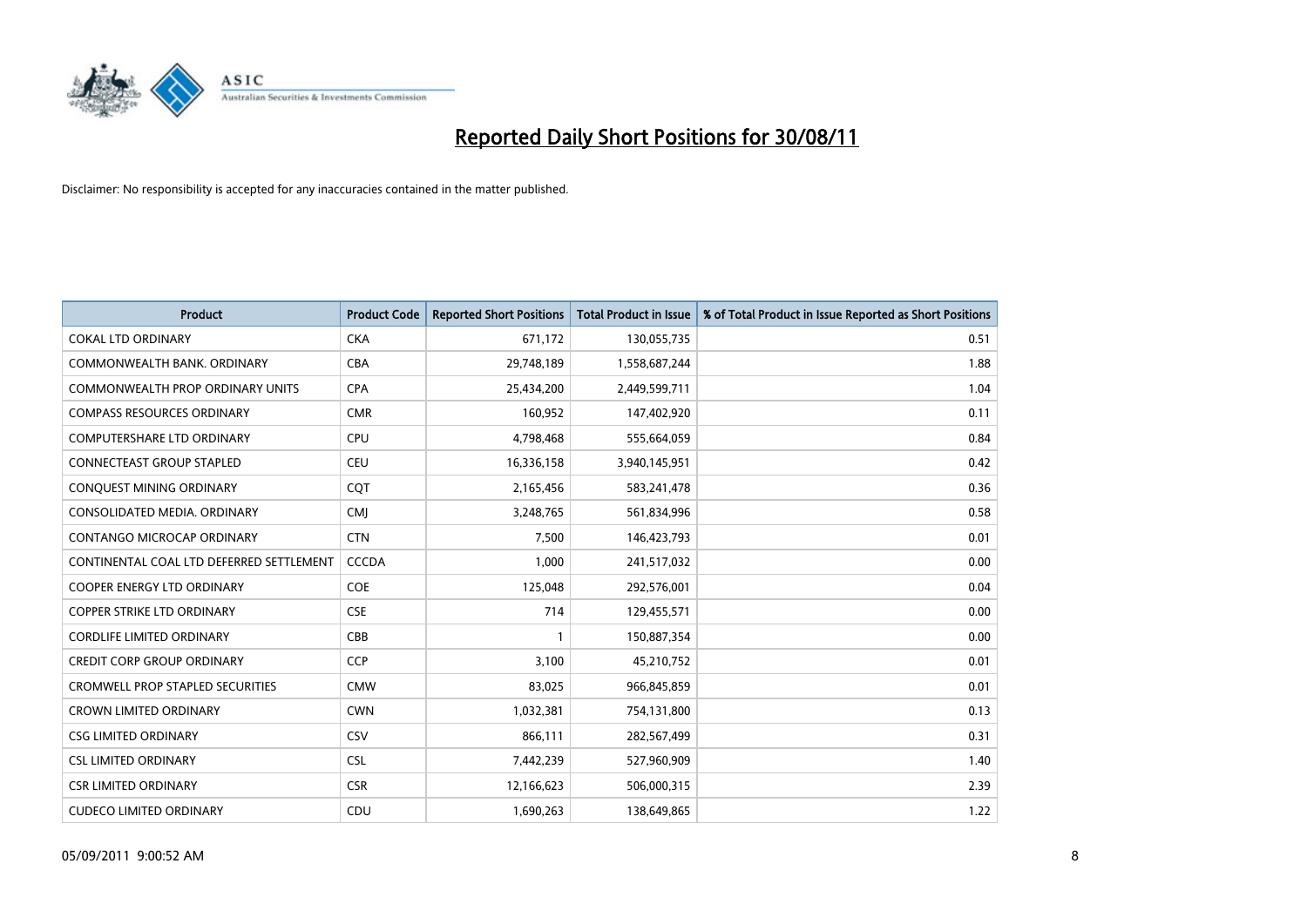# Reported Daily Short Positions for 30/08/11

Disclaimer: No responsibility is accepted for any inaccuracies contained in the matter published.

| Product | Product Code | Reported Short Positions | Total Product in Issue | % of Total Product in Issue Reported as Short Positions |
|---|---|---|---|---|
| COKAL LTD ORDINARY | CKA | 671,172 | 130,055,735 | 0.51 |
| COMMONWEALTH BANK. ORDINARY | CBA | 29,748,189 | 1,558,687,244 | 1.88 |
| COMMONWEALTH PROP ORDINARY UNITS | CPA | 25,434,200 | 2,449,599,711 | 1.04 |
| COMPASS RESOURCES ORDINARY | CMR | 160,952 | 147,402,920 | 0.11 |
| COMPUTERSHARE LTD ORDINARY | CPU | 4,798,468 | 555,664,059 | 0.84 |
| CONNECTEAST GROUP STAPLED | CEU | 16,336,158 | 3,940,145,951 | 0.42 |
| CONQUEST MINING ORDINARY | CQT | 2,165,456 | 583,241,478 | 0.36 |
| CONSOLIDATED MEDIA. ORDINARY | CMJ | 3,248,765 | 561,834,996 | 0.58 |
| CONTANGO MICROCAP ORDINARY | CTN | 7,500 | 146,423,793 | 0.01 |
| CONTINENTAL COAL LTD DEFERRED SETTLEMENT | CCCDA | 1,000 | 241,517,032 | 0.00 |
| COOPER ENERGY LTD ORDINARY | COE | 125,048 | 292,576,001 | 0.04 |
| COPPER STRIKE LTD ORDINARY | CSE | 714 | 129,455,571 | 0.00 |
| CORDLIFE LIMITED ORDINARY | CBB | 1 | 150,887,354 | 0.00 |
| CREDIT CORP GROUP ORDINARY | CCP | 3,100 | 45,210,752 | 0.01 |
| CROMWELL PROP STAPLED SECURITIES | CMW | 83,025 | 966,845,859 | 0.01 |
| CROWN LIMITED ORDINARY | CWN | 1,032,381 | 754,131,800 | 0.13 |
| CSG LIMITED ORDINARY | CSV | 866,111 | 282,567,499 | 0.31 |
| CSL LIMITED ORDINARY | CSL | 7,442,239 | 527,960,909 | 1.40 |
| CSR LIMITED ORDINARY | CSR | 12,166,623 | 506,000,315 | 2.39 |
| CUDECO LIMITED ORDINARY | CDU | 1,690,263 | 138,649,865 | 1.22 |

05/09/2011 9:00:52 AM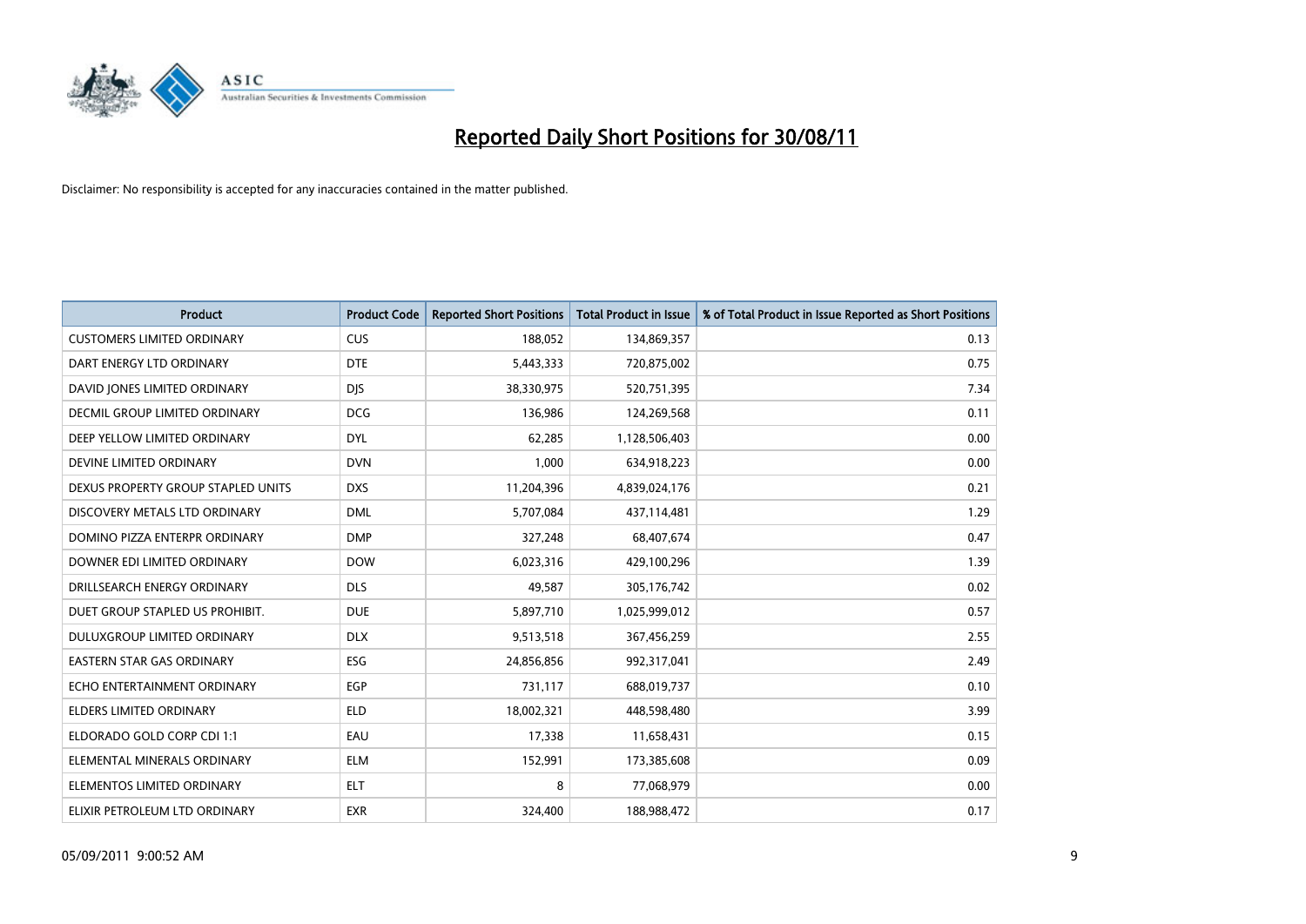# Reported Daily Short Positions for 30/08/11

Disclaimer: No responsibility is accepted for any inaccuracies contained in the matter published.

| Product | Product Code | Reported Short Positions | Total Product in Issue | % of Total Product in Issue Reported as Short Positions |
|---|---|---|---|---|
| CUSTOMERS LIMITED ORDINARY | CUS | 188,052 | 134,869,357 | 0.13 |
| DART ENERGY LTD ORDINARY | DTE | 5,443,333 | 720,875,002 | 0.75 |
| DAVID JONES LIMITED ORDINARY | DJS | 38,330,975 | 520,751,395 | 7.34 |
| DECMIL GROUP LIMITED ORDINARY | DCG | 136,986 | 124,269,568 | 0.11 |
| DEEP YELLOW LIMITED ORDINARY | DYL | 62,285 | 1,128,506,403 | 0.00 |
| DEVINE LIMITED ORDINARY | DVN | 1,000 | 634,918,223 | 0.00 |
| DEXUS PROPERTY GROUP STAPLED UNITS | DXS | 11,204,396 | 4,839,024,176 | 0.21 |
| DISCOVERY METALS LTD ORDINARY | DML | 5,707,084 | 437,114,481 | 1.29 |
| DOMINO PIZZA ENTERPR ORDINARY | DMP | 327,248 | 68,407,674 | 0.47 |
| DOWNER EDI LIMITED ORDINARY | DOW | 6,023,316 | 429,100,296 | 1.39 |
| DRILLSEARCH ENERGY ORDINARY | DLS | 49,587 | 305,176,742 | 0.02 |
| DUET GROUP STAPLED US PROHIBIT. | DUE | 5,897,710 | 1,025,999,012 | 0.57 |
| DULUXGROUP LIMITED ORDINARY | DLX | 9,513,518 | 367,456,259 | 2.55 |
| EASTERN STAR GAS ORDINARY | ESG | 24,856,856 | 992,317,041 | 2.49 |
| ECHO ENTERTAINMENT ORDINARY | EGP | 731,117 | 688,019,737 | 0.10 |
| ELDERS LIMITED ORDINARY | ELD | 18,002,321 | 448,598,480 | 3.99 |
| ELDORADO GOLD CORP CDI 1:1 | EAU | 17,338 | 11,658,431 | 0.15 |
| ELEMENTAL MINERALS ORDINARY | ELM | 152,991 | 173,385,608 | 0.09 |
| ELEMENTOS LIMITED ORDINARY | ELT | 8 | 77,068,979 | 0.00 |
| ELIXIR PETROLEUM LTD ORDINARY | EXR | 324,400 | 188,988,472 | 0.17 |

05/09/2011 9:00:52 AM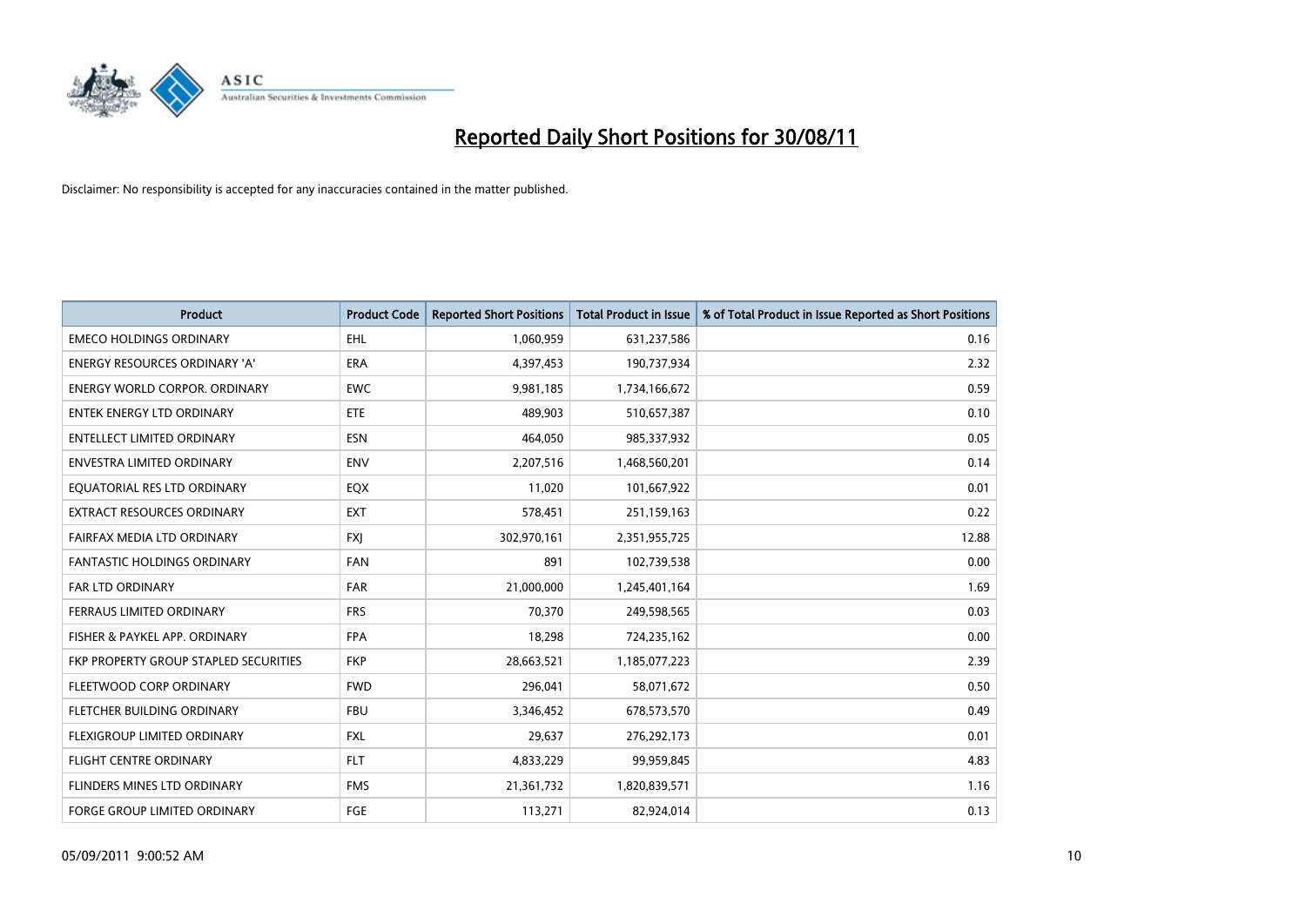# Reported Daily Short Positions for 30/08/11

Disclaimer: No responsibility is accepted for any inaccuracies contained in the matter published.

| Product | Product Code | Reported Short Positions | Total Product in Issue | % of Total Product in Issue Reported as Short Positions |
|---|---|---|---|---|
| EMECO HOLDINGS ORDINARY | EHL | 1,060,959 | 631,237,586 | 0.16 |
| ENERGY RESOURCES ORDINARY 'A' | ERA | 4,397,453 | 190,737,934 | 2.32 |
| ENERGY WORLD CORPOR. ORDINARY | EWC | 9,981,185 | 1,734,166,672 | 0.59 |
| ENTEK ENERGY LTD ORDINARY | ETE | 489,903 | 510,657,387 | 0.10 |
| ENTELLECT LIMITED ORDINARY | ESN | 464,050 | 985,337,932 | 0.05 |
| ENVESTRA LIMITED ORDINARY | ENV | 2,207,516 | 1,468,560,201 | 0.14 |
| EQUATORIAL RES LTD ORDINARY | EQX | 11,020 | 101,667,922 | 0.01 |
| EXTRACT RESOURCES ORDINARY | EXT | 578,451 | 251,159,163 | 0.22 |
| FAIRFAX MEDIA LTD ORDINARY | FXJ | 302,970,161 | 2,351,955,725 | 12.88 |
| FANTASTIC HOLDINGS ORDINARY | FAN | 891 | 102,739,538 | 0.00 |
| FAR LTD ORDINARY | FAR | 21,000,000 | 1,245,401,164 | 1.69 |
| FERRAUS LIMITED ORDINARY | FRS | 70,370 | 249,598,565 | 0.03 |
| FISHER & PAYKEL APP. ORDINARY | FPA | 18,298 | 724,235,162 | 0.00 |
| FKP PROPERTY GROUP STAPLED SECURITIES | FKP | 28,663,521 | 1,185,077,223 | 2.39 |
| FLEETWOOD CORP ORDINARY | FWD | 296,041 | 58,071,672 | 0.50 |
| FLETCHER BUILDING ORDINARY | FBU | 3,346,452 | 678,573,570 | 0.49 |
| FLEXIGROUP LIMITED ORDINARY | FXL | 29,637 | 276,292,173 | 0.01 |
| FLIGHT CENTRE ORDINARY | FLT | 4,833,229 | 99,959,845 | 4.83 |
| FLINDERS MINES LTD ORDINARY | FMS | 21,361,732 | 1,820,839,571 | 1.16 |
| FORGE GROUP LIMITED ORDINARY | FGE | 113,271 | 82,924,014 | 0.13 |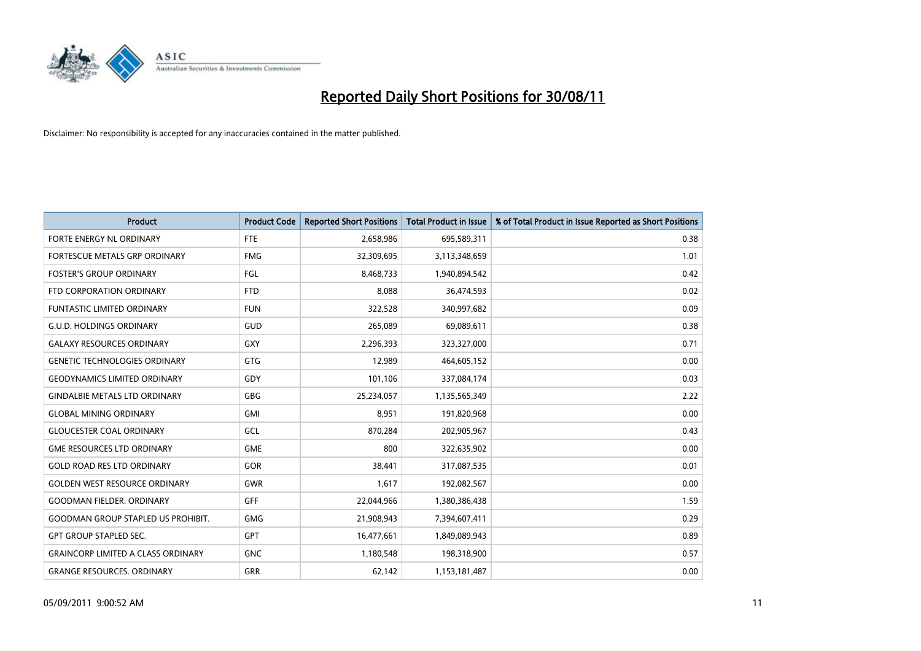# Reported Daily Short Positions for 30/08/11

Disclaimer: No responsibility is accepted for any inaccuracies contained in the matter published.

| Product | Product Code | Reported Short Positions | Total Product in Issue | % of Total Product in Issue Reported as Short Positions |
|---|---|---|---|---|
| FORTE ENERGY NL ORDINARY | FTE | 2,658,986 | 695,589,311 | 0.38 |
| FORTESCUE METALS GRP ORDINARY | FMG | 32,309,695 | 3,113,348,659 | 1.01 |
| FOSTER'S GROUP ORDINARY | FGL | 8,468,733 | 1,940,894,542 | 0.42 |
| FTD CORPORATION ORDINARY | FTD | 8,088 | 36,474,593 | 0.02 |
| FUNTASTIC LIMITED ORDINARY | FUN | 322,528 | 340,997,682 | 0.09 |
| G.U.D. HOLDINGS ORDINARY | GUD | 265,089 | 69,089,611 | 0.38 |
| GALAXY RESOURCES ORDINARY | GXY | 2,296,393 | 323,327,000 | 0.71 |
| GENETIC TECHNOLOGIES ORDINARY | GTG | 12,989 | 464,605,152 | 0.00 |
| GEODYNAMICS LIMITED ORDINARY | GDY | 101,106 | 337,084,174 | 0.03 |
| GINDALBIE METALS LTD ORDINARY | GBG | 25,234,057 | 1,135,565,349 | 2.22 |
| GLOBAL MINING ORDINARY | GMI | 8,951 | 191,820,968 | 0.00 |
| GLOUCESTER COAL ORDINARY | GCL | 870,284 | 202,905,967 | 0.43 |
| GME RESOURCES LTD ORDINARY | GME | 800 | 322,635,902 | 0.00 |
| GOLD ROAD RES LTD ORDINARY | GOR | 38,441 | 317,087,535 | 0.01 |
| GOLDEN WEST RESOURCE ORDINARY | GWR | 1,617 | 192,082,567 | 0.00 |
| GOODMAN FIELDER. ORDINARY | GFF | 22,044,966 | 1,380,386,438 | 1.59 |
| GOODMAN GROUP STAPLED US PROHIBIT. | GMG | 21,908,943 | 7,394,607,411 | 0.29 |
| GPT GROUP STAPLED SEC. | GPT | 16,477,661 | 1,849,089,943 | 0.89 |
| GRAINCORP LIMITED A CLASS ORDINARY | GNC | 1,180,548 | 198,318,900 | 0.57 |
| GRANGE RESOURCES. ORDINARY | GRR | 62,142 | 1,153,181,487 | 0.00 |

05/09/2011 9:00:52 AM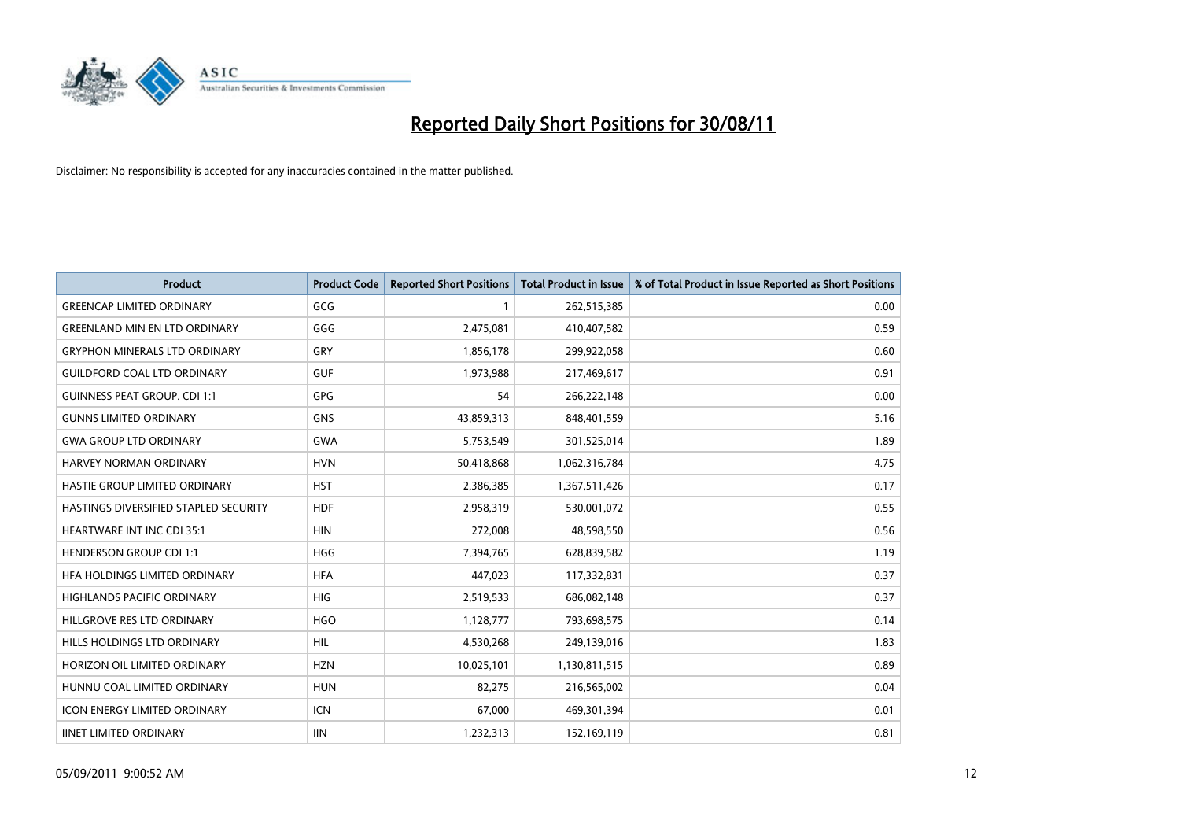# Reported Daily Short Positions for 30/08/11

Disclaimer: No responsibility is accepted for any inaccuracies contained in the matter published.

| Product | Product Code | Reported Short Positions | Total Product in Issue | % of Total Product in Issue Reported as Short Positions |
|---|---|---|---|---|
| GREENCAP LIMITED ORDINARY | GCG | 1 | 262,515,385 | 0.00 |
| GREENLAND MIN EN LTD ORDINARY | GGG | 2,475,081 | 410,407,582 | 0.59 |
| GRYPHON MINERALS LTD ORDINARY | GRY | 1,856,178 | 299,922,058 | 0.60 |
| GUILDFORD COAL LTD ORDINARY | GUF | 1,973,988 | 217,469,617 | 0.91 |
| GUINNESS PEAT GROUP. CDI 1:1 | GPG | 54 | 266,222,148 | 0.00 |
| GUNNS LIMITED ORDINARY | GNS | 43,859,313 | 848,401,559 | 5.16 |
| GWA GROUP LTD ORDINARY | GWA | 5,753,549 | 301,525,014 | 1.89 |
| HARVEY NORMAN ORDINARY | HVN | 50,418,868 | 1,062,316,784 | 4.75 |
| HASTIE GROUP LIMITED ORDINARY | HST | 2,386,385 | 1,367,511,426 | 0.17 |
| HASTINGS DIVERSIFIED STAPLED SECURITY | HDF | 2,958,319 | 530,001,072 | 0.55 |
| HEARTWARE INT INC CDI 35:1 | HIN | 272,008 | 48,598,550 | 0.56 |
| HENDERSON GROUP CDI 1:1 | HGG | 7,394,765 | 628,839,582 | 1.19 |
| HFA HOLDINGS LIMITED ORDINARY | HFA | 447,023 | 117,332,831 | 0.37 |
| HIGHLANDS PACIFIC ORDINARY | HIG | 2,519,533 | 686,082,148 | 0.37 |
| HILLGROVE RES LTD ORDINARY | HGO | 1,128,777 | 793,698,575 | 0.14 |
| HILLS HOLDINGS LTD ORDINARY | HIL | 4,530,268 | 249,139,016 | 1.83 |
| HORIZON OIL LIMITED ORDINARY | HZN | 10,025,101 | 1,130,811,515 | 0.89 |
| HUNNU COAL LIMITED ORDINARY | HUN | 82,275 | 216,565,002 | 0.04 |
| ICON ENERGY LIMITED ORDINARY | ICN | 67,000 | 469,301,394 | 0.01 |
| IINET LIMITED ORDINARY | IIN | 1,232,313 | 152,169,119 | 0.81 |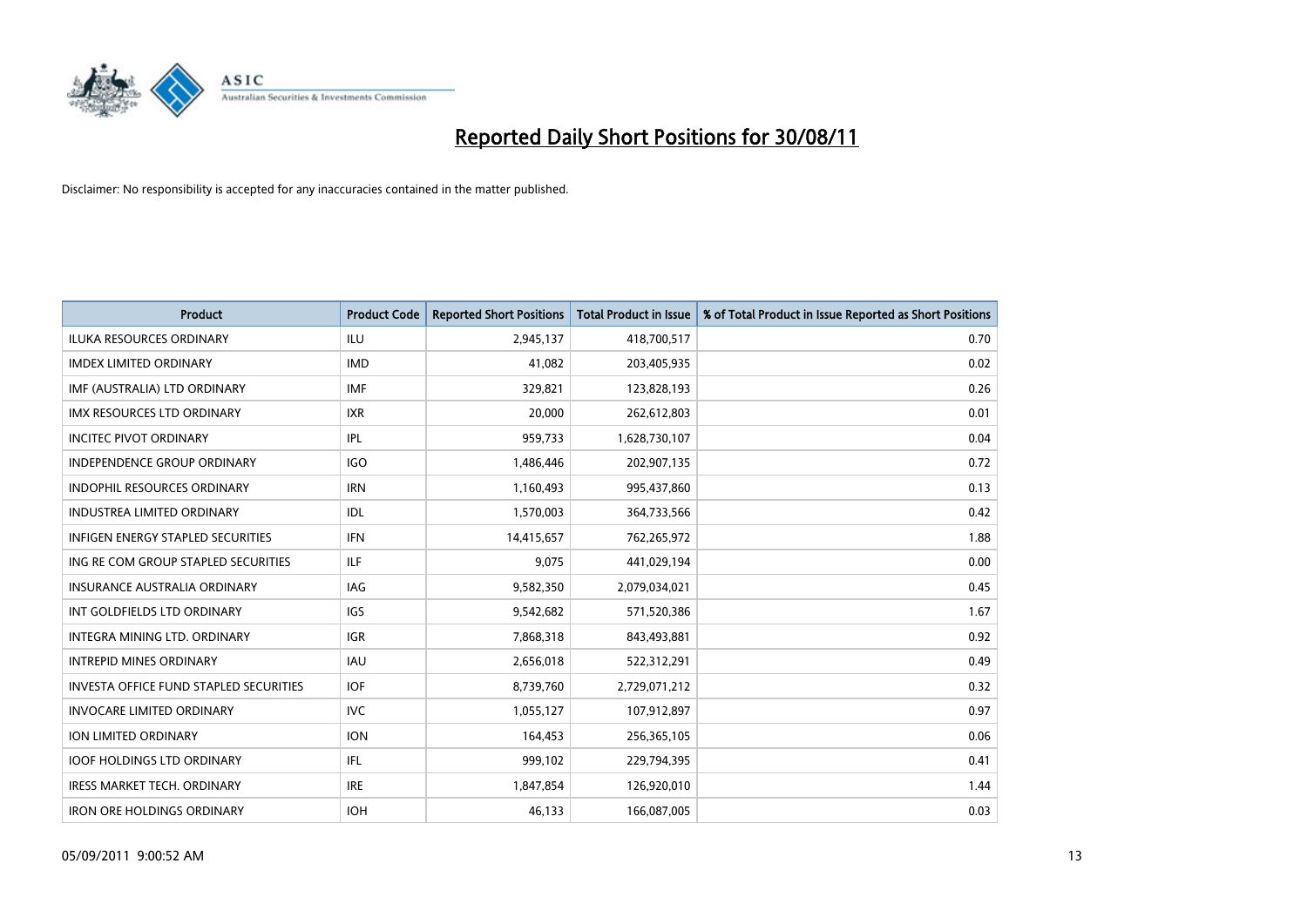# Reported Daily Short Positions for 30/08/11

Disclaimer: No responsibility is accepted for any inaccuracies contained in the matter published.

| Product | Product Code | Reported Short Positions | Total Product in Issue | % of Total Product in Issue Reported as Short Positions |
|---|---|---|---|---|
| ILUKA RESOURCES ORDINARY | ILU | 2,945,137 | 418,700,517 | 0.70 |
| IMDEX LIMITED ORDINARY | IMD | 41,082 | 203,405,935 | 0.02 |
| IMF (AUSTRALIA) LTD ORDINARY | IMF | 329,821 | 123,828,193 | 0.26 |
| IMX RESOURCES LTD ORDINARY | IXR | 20,000 | 262,612,803 | 0.01 |
| INCITEC PIVOT ORDINARY | IPL | 959,733 | 1,628,730,107 | 0.04 |
| INDEPENDENCE GROUP ORDINARY | IGO | 1,486,446 | 202,907,135 | 0.72 |
| INDOPHIL RESOURCES ORDINARY | IRN | 1,160,493 | 995,437,860 | 0.13 |
| INDUSTREA LIMITED ORDINARY | IDL | 1,570,003 | 364,733,566 | 0.42 |
| INFIGEN ENERGY STAPLED SECURITIES | IFN | 14,415,657 | 762,265,972 | 1.88 |
| ING RE COM GROUP STAPLED SECURITIES | ILF | 9,075 | 441,029,194 | 0.00 |
| INSURANCE AUSTRALIA ORDINARY | IAG | 9,582,350 | 2,079,034,021 | 0.45 |
| INT GOLDFIELDS LTD ORDINARY | IGS | 9,542,682 | 571,520,386 | 1.67 |
| INTEGRA MINING LTD. ORDINARY | IGR | 7,868,318 | 843,493,881 | 0.92 |
| INTREPID MINES ORDINARY | IAU | 2,656,018 | 522,312,291 | 0.49 |
| INVESTA OFFICE FUND STAPLED SECURITIES | IOF | 8,739,760 | 2,729,071,212 | 0.32 |
| INVOCARE LIMITED ORDINARY | IVC | 1,055,127 | 107,912,897 | 0.97 |
| ION LIMITED ORDINARY | ION | 164,453 | 256,365,105 | 0.06 |
| IOOF HOLDINGS LTD ORDINARY | IFL | 999,102 | 229,794,395 | 0.41 |
| IRESS MARKET TECH. ORDINARY | IRE | 1,847,854 | 126,920,010 | 1.44 |
| IRON ORE HOLDINGS ORDINARY | IOH | 46,133 | 166,087,005 | 0.03 |

05/09/2011 9:00:52 AM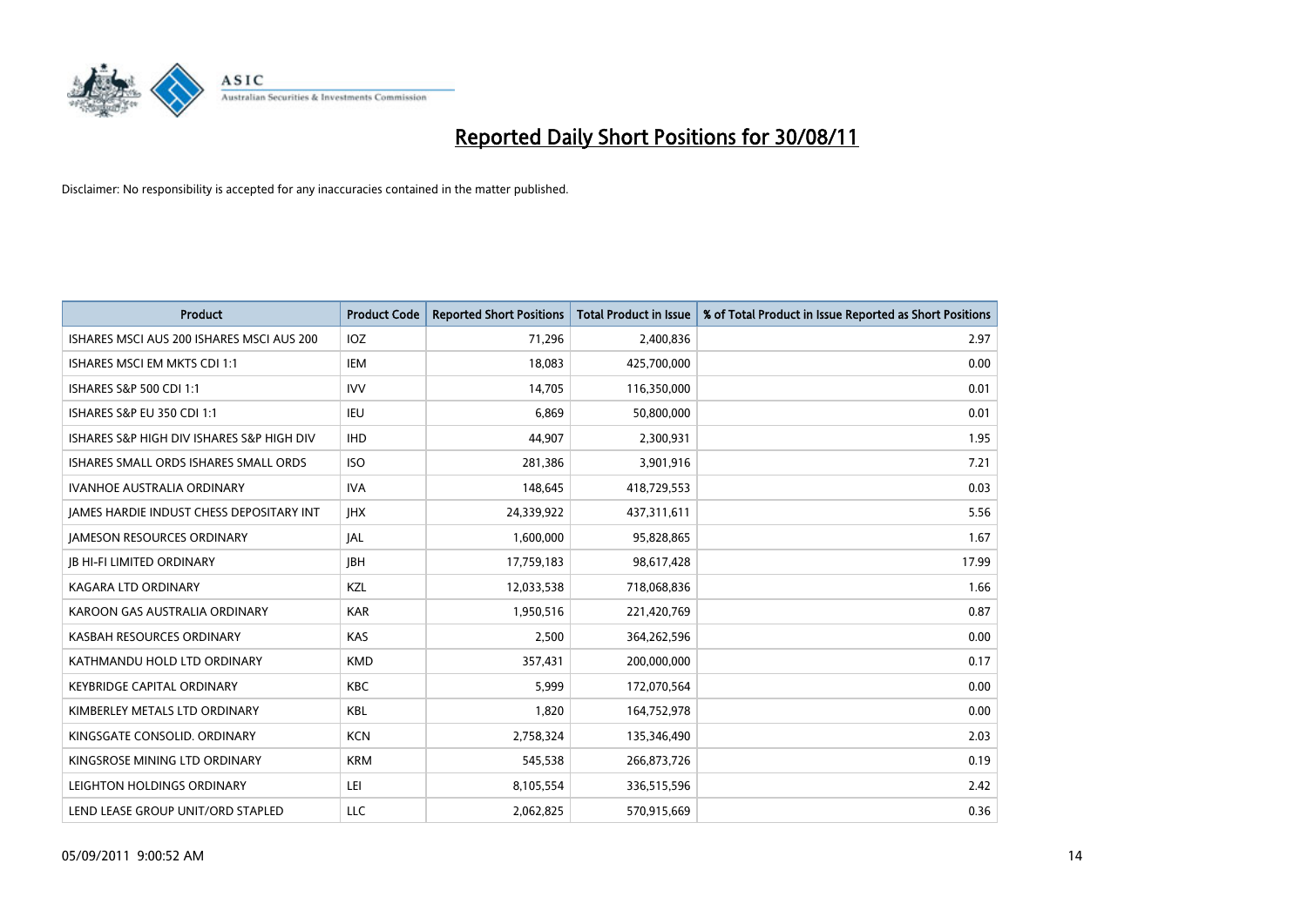# Reported Daily Short Positions for 30/08/11

Disclaimer: No responsibility is accepted for any inaccuracies contained in the matter published.

| Product | Product Code | Reported Short Positions | Total Product in Issue | % of Total Product in Issue Reported as Short Positions |
|---|---|---|---|---|
| ISHARES MSCI AUS 200 ISHARES MSCI AUS 200 | IOZ | 71,296 | 2,400,836 | 2.97 |
| ISHARES MSCI EM MKTS CDI 1:1 | IEM | 18,083 | 425,700,000 | 0.00 |
| ISHARES S&P 500 CDI 1:1 | IVV | 14,705 | 116,350,000 | 0.01 |
| ISHARES S&P EU 350 CDI 1:1 | IEU | 6,869 | 50,800,000 | 0.01 |
| ISHARES S&P HIGH DIV ISHARES S&P HIGH DIV | IHD | 44,907 | 2,300,931 | 1.95 |
| ISHARES SMALL ORDS ISHARES SMALL ORDS | ISO | 281,386 | 3,901,916 | 7.21 |
| IVANHOE AUSTRALIA ORDINARY | IVA | 148,645 | 418,729,553 | 0.03 |
| JAMES HARDIE INDUST CHESS DEPOSITARY INT | JHX | 24,339,922 | 437,311,611 | 5.56 |
| JAMESON RESOURCES ORDINARY | JAL | 1,600,000 | 95,828,865 | 1.67 |
| JB HI-FI LIMITED ORDINARY | JBH | 17,759,183 | 98,617,428 | 17.99 |
| KAGARA LTD ORDINARY | KZL | 12,033,538 | 718,068,836 | 1.66 |
| KAROON GAS AUSTRALIA ORDINARY | KAR | 1,950,516 | 221,420,769 | 0.87 |
| KASBAH RESOURCES ORDINARY | KAS | 2,500 | 364,262,596 | 0.00 |
| KATHMANDU HOLD LTD ORDINARY | KMD | 357,431 | 200,000,000 | 0.17 |
| KEYBRIDGE CAPITAL ORDINARY | KBC | 5,999 | 172,070,564 | 0.00 |
| KIMBERLEY METALS LTD ORDINARY | KBL | 1,820 | 164,752,978 | 0.00 |
| KINGSGATE CONSOLID. ORDINARY | KCN | 2,758,324 | 135,346,490 | 2.03 |
| KINGSROSE MINING LTD ORDINARY | KRM | 545,538 | 266,873,726 | 0.19 |
| LEIGHTON HOLDINGS ORDINARY | LEI | 8,105,554 | 336,515,596 | 2.42 |
| LEND LEASE GROUP UNIT/ORD STAPLED | LLC | 2,062,825 | 570,915,669 | 0.36 |

05/09/2011 9:00:52 AM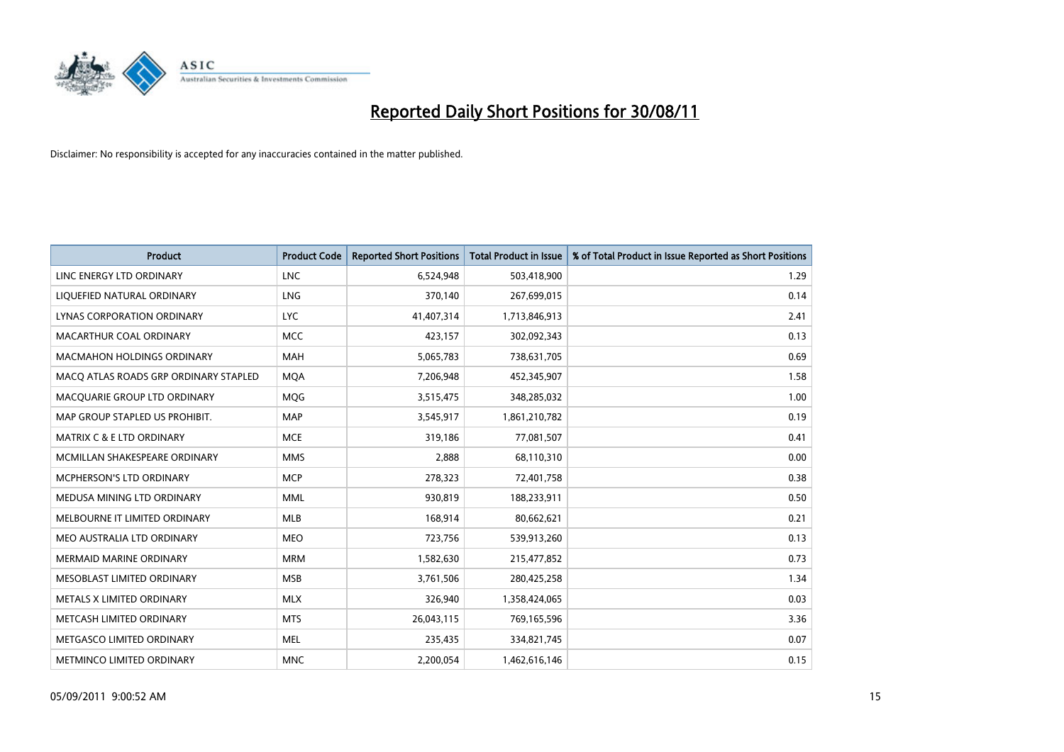# Reported Daily Short Positions for 30/08/11

Disclaimer: No responsibility is accepted for any inaccuracies contained in the matter published.

| Product | Product Code | Reported Short Positions | Total Product in Issue | % of Total Product in Issue Reported as Short Positions |
|---|---|---|---|---|
| LINC ENERGY LTD ORDINARY | LNC | 6,524,948 | 503,418,900 | 1.29 |
| LIQUEFIED NATURAL ORDINARY | LNG | 370,140 | 267,699,015 | 0.14 |
| LYNAS CORPORATION ORDINARY | LYC | 41,407,314 | 1,713,846,913 | 2.41 |
| MACARTHUR COAL ORDINARY | MCC | 423,157 | 302,092,343 | 0.13 |
| MACMAHON HOLDINGS ORDINARY | MAH | 5,065,783 | 738,631,705 | 0.69 |
| MACQ ATLAS ROADS GRP ORDINARY STAPLED | MQA | 7,206,948 | 452,345,907 | 1.58 |
| MACQUARIE GROUP LTD ORDINARY | MQG | 3,515,475 | 348,285,032 | 1.00 |
| MAP GROUP STAPLED US PROHIBIT. | MAP | 3,545,917 | 1,861,210,782 | 0.19 |
| MATRIX C & E LTD ORDINARY | MCE | 319,186 | 77,081,507 | 0.41 |
| MCMILLAN SHAKESPEARE ORDINARY | MMS | 2,888 | 68,110,310 | 0.00 |
| MCPHERSON'S LTD ORDINARY | MCP | 278,323 | 72,401,758 | 0.38 |
| MEDUSA MINING LTD ORDINARY | MML | 930,819 | 188,233,911 | 0.50 |
| MELBOURNE IT LIMITED ORDINARY | MLB | 168,914 | 80,662,621 | 0.21 |
| MEO AUSTRALIA LTD ORDINARY | MEO | 723,756 | 539,913,260 | 0.13 |
| MERMAID MARINE ORDINARY | MRM | 1,582,630 | 215,477,852 | 0.73 |
| MESOBLAST LIMITED ORDINARY | MSB | 3,761,506 | 280,425,258 | 1.34 |
| METALS X LIMITED ORDINARY | MLX | 326,940 | 1,358,424,065 | 0.03 |
| METCASH LIMITED ORDINARY | MTS | 26,043,115 | 769,165,596 | 3.36 |
| METGASCO LIMITED ORDINARY | MEL | 235,435 | 334,821,745 | 0.07 |
| METMINCO LIMITED ORDINARY | MNC | 2,200,054 | 1,462,616,146 | 0.15 |

05/09/2011 9:00:52 AM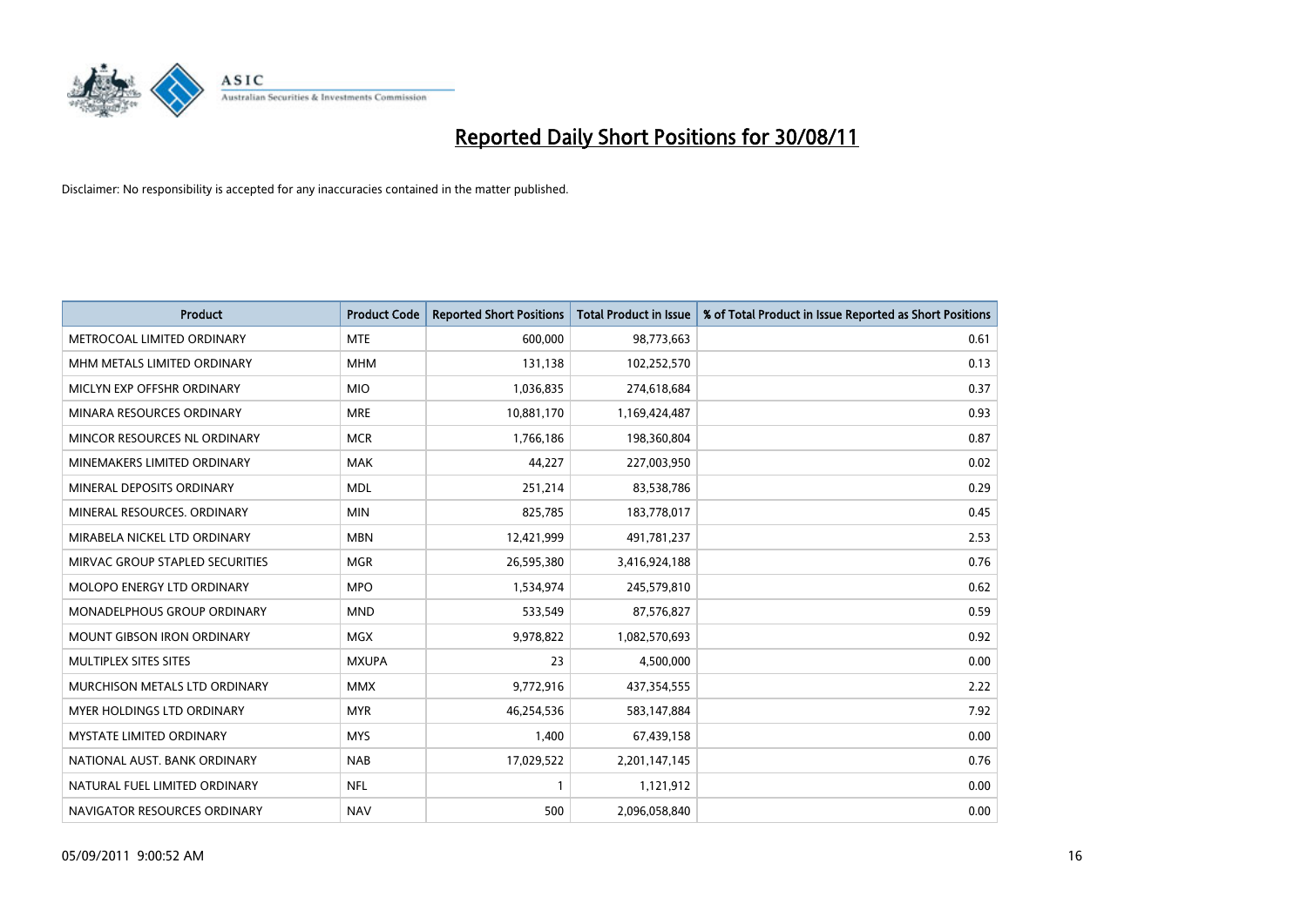# Reported Daily Short Positions for 30/08/11

Disclaimer: No responsibility is accepted for any inaccuracies contained in the matter published.

| Product | Product Code | Reported Short Positions | Total Product in Issue | % of Total Product in Issue Reported as Short Positions |
|---|---|---|---|---|
| METROCOAL LIMITED ORDINARY | MTE | 600,000 | 98,773,663 | 0.61 |
| MHM METALS LIMITED ORDINARY | MHM | 131,138 | 102,252,570 | 0.13 |
| MICLYN EXP OFFSHR ORDINARY | MIO | 1,036,835 | 274,618,684 | 0.37 |
| MINARA RESOURCES ORDINARY | MRE | 10,881,170 | 1,169,424,487 | 0.93 |
| MINCOR RESOURCES NL ORDINARY | MCR | 1,766,186 | 198,360,804 | 0.87 |
| MINEMAKERS LIMITED ORDINARY | MAK | 44,227 | 227,003,950 | 0.02 |
| MINERAL DEPOSITS ORDINARY | MDL | 251,214 | 83,538,786 | 0.29 |
| MINERAL RESOURCES. ORDINARY | MIN | 825,785 | 183,778,017 | 0.45 |
| MIRABELA NICKEL LTD ORDINARY | MBN | 12,421,999 | 491,781,237 | 2.53 |
| MIRVAC GROUP STAPLED SECURITIES | MGR | 26,595,380 | 3,416,924,188 | 0.76 |
| MOLOPO ENERGY LTD ORDINARY | MPO | 1,534,974 | 245,579,810 | 0.62 |
| MONADELPHOUS GROUP ORDINARY | MND | 533,549 | 87,576,827 | 0.59 |
| MOUNT GIBSON IRON ORDINARY | MGX | 9,978,822 | 1,082,570,693 | 0.92 |
| MULTIPLEX SITES SITES | MXUPA | 23 | 4,500,000 | 0.00 |
| MURCHISON METALS LTD ORDINARY | MMX | 9,772,916 | 437,354,555 | 2.22 |
| MYER HOLDINGS LTD ORDINARY | MYR | 46,254,536 | 583,147,884 | 7.92 |
| MYSTATE LIMITED ORDINARY | MYS | 1,400 | 67,439,158 | 0.00 |
| NATIONAL AUST. BANK ORDINARY | NAB | 17,029,522 | 2,201,147,145 | 0.76 |
| NATURAL FUEL LIMITED ORDINARY | NFL | 1 | 1,121,912 | 0.00 |
| NAVIGATOR RESOURCES ORDINARY | NAV | 500 | 2,096,058,840 | 0.00 |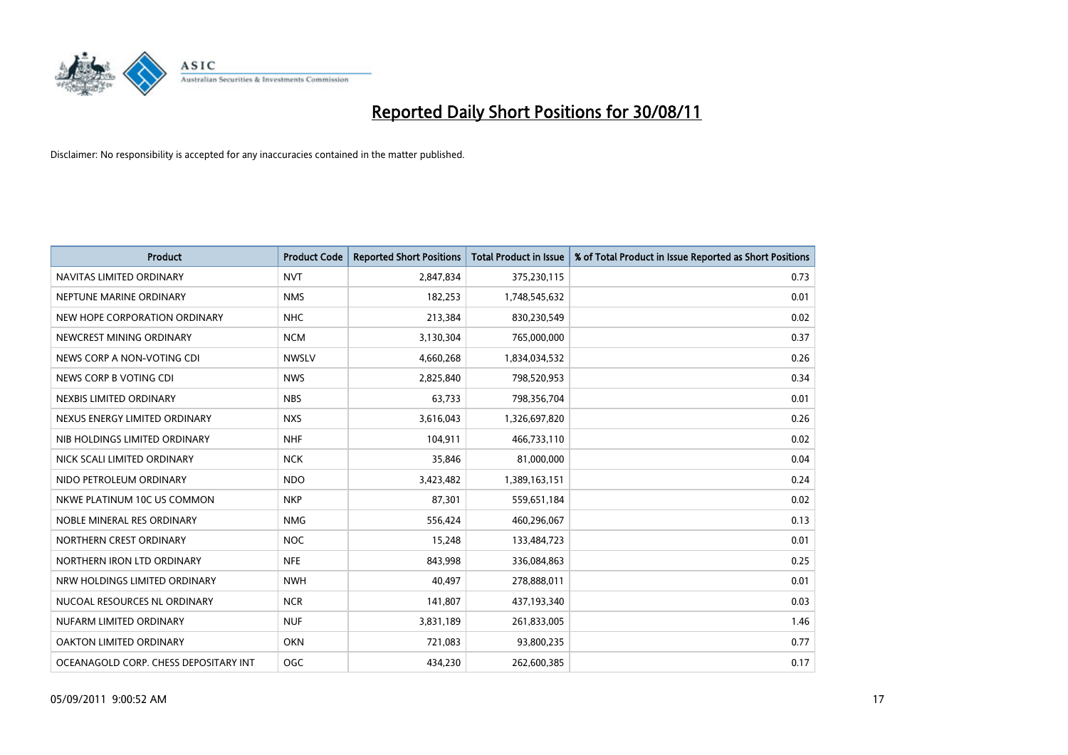# Reported Daily Short Positions for 30/08/11

Disclaimer: No responsibility is accepted for any inaccuracies contained in the matter published.

| Product | Product Code | Reported Short Positions | Total Product in Issue | % of Total Product in Issue Reported as Short Positions |
|---|---|---|---|---|
| NAVITAS LIMITED ORDINARY | NVT | 2,847,834 | 375,230,115 | 0.73 |
| NEPTUNE MARINE ORDINARY | NMS | 182,253 | 1,748,545,632 | 0.01 |
| NEW HOPE CORPORATION ORDINARY | NHC | 213,384 | 830,230,549 | 0.02 |
| NEWCREST MINING ORDINARY | NCM | 3,130,304 | 765,000,000 | 0.37 |
| NEWS CORP A NON-VOTING CDI | NWSLV | 4,660,268 | 1,834,034,532 | 0.26 |
| NEWS CORP B VOTING CDI | NWS | 2,825,840 | 798,520,953 | 0.34 |
| NEXBIS LIMITED ORDINARY | NBS | 63,733 | 798,356,704 | 0.01 |
| NEXUS ENERGY LIMITED ORDINARY | NXS | 3,616,043 | 1,326,697,820 | 0.26 |
| NIB HOLDINGS LIMITED ORDINARY | NHF | 104,911 | 466,733,110 | 0.02 |
| NICK SCALI LIMITED ORDINARY | NCK | 35,846 | 81,000,000 | 0.04 |
| NIDO PETROLEUM ORDINARY | NDO | 3,423,482 | 1,389,163,151 | 0.24 |
| NKWE PLATINUM 10C US COMMON | NKP | 87,301 | 559,651,184 | 0.02 |
| NOBLE MINERAL RES ORDINARY | NMG | 556,424 | 460,296,067 | 0.13 |
| NORTHERN CREST ORDINARY | NOC | 15,248 | 133,484,723 | 0.01 |
| NORTHERN IRON LTD ORDINARY | NFE | 843,998 | 336,084,863 | 0.25 |
| NRW HOLDINGS LIMITED ORDINARY | NWH | 40,497 | 278,888,011 | 0.01 |
| NUCOAL RESOURCES NL ORDINARY | NCR | 141,807 | 437,193,340 | 0.03 |
| NUFARM LIMITED ORDINARY | NUF | 3,831,189 | 261,833,005 | 1.46 |
| OAKTON LIMITED ORDINARY | OKN | 721,083 | 93,800,235 | 0.77 |
| OCEANAGOLD CORP. CHESS DEPOSITARY INT | OGC | 434,230 | 262,600,385 | 0.17 |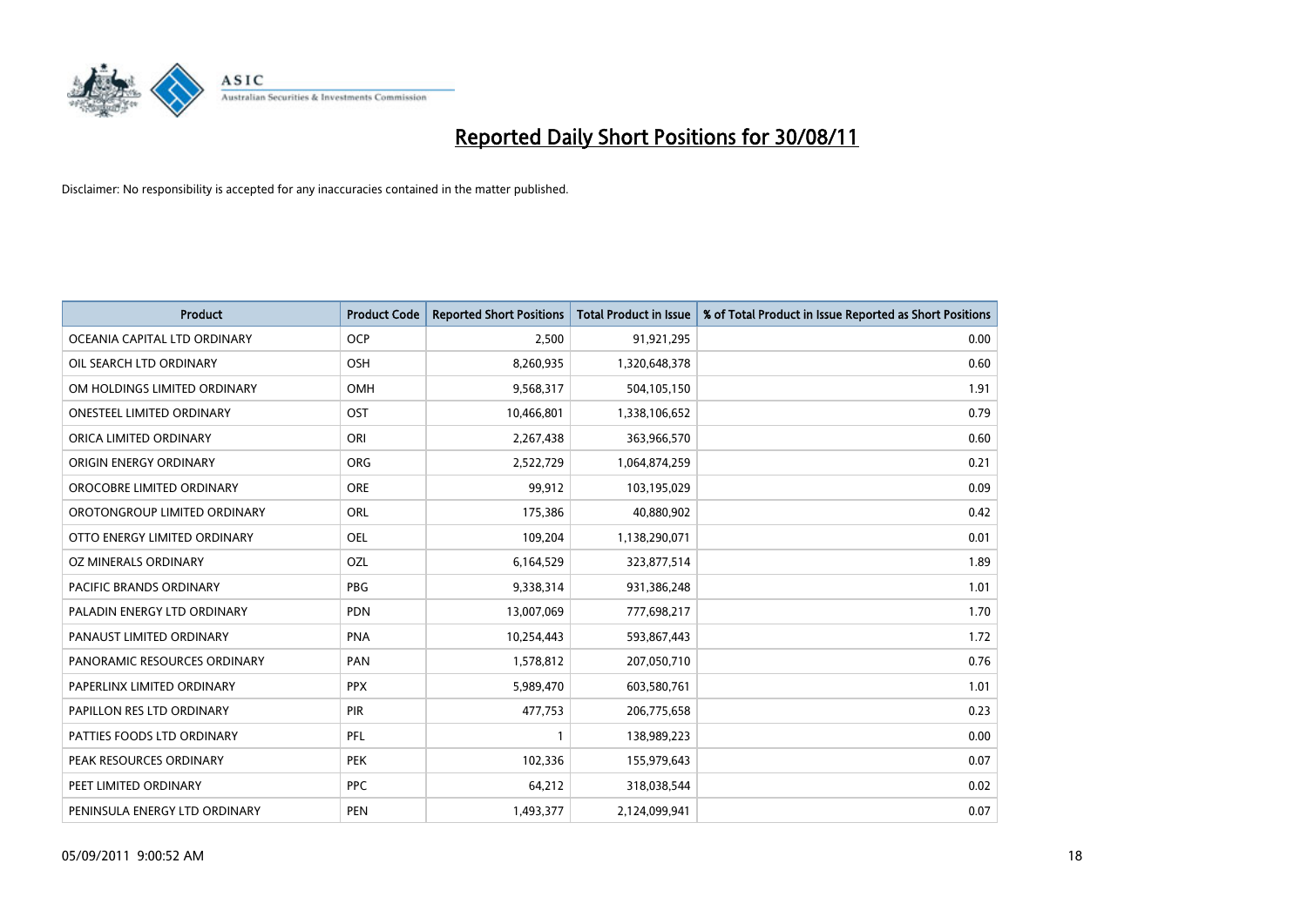# Reported Daily Short Positions for 30/08/11

Disclaimer: No responsibility is accepted for any inaccuracies contained in the matter published.

| Product | Product Code | Reported Short Positions | Total Product in Issue | % of Total Product in Issue Reported as Short Positions |
|---|---|---|---|---|
| OCEANIA CAPITAL LTD ORDINARY | OCP | 2,500 | 91,921,295 | 0.00 |
| OIL SEARCH LTD ORDINARY | OSH | 8,260,935 | 1,320,648,378 | 0.60 |
| OM HOLDINGS LIMITED ORDINARY | OMH | 9,568,317 | 504,105,150 | 1.91 |
| ONESTEEL LIMITED ORDINARY | OST | 10,466,801 | 1,338,106,652 | 0.79 |
| ORICA LIMITED ORDINARY | ORI | 2,267,438 | 363,966,570 | 0.60 |
| ORIGIN ENERGY ORDINARY | ORG | 2,522,729 | 1,064,874,259 | 0.21 |
| OROCOBRE LIMITED ORDINARY | ORE | 99,912 | 103,195,029 | 0.09 |
| OROTONGROUP LIMITED ORDINARY | ORL | 175,386 | 40,880,902 | 0.42 |
| OTTO ENERGY LIMITED ORDINARY | OEL | 109,204 | 1,138,290,071 | 0.01 |
| OZ MINERALS ORDINARY | OZL | 6,164,529 | 323,877,514 | 1.89 |
| PACIFIC BRANDS ORDINARY | PBG | 9,338,314 | 931,386,248 | 1.01 |
| PALADIN ENERGY LTD ORDINARY | PDN | 13,007,069 | 777,698,217 | 1.70 |
| PANAUST LIMITED ORDINARY | PNA | 10,254,443 | 593,867,443 | 1.72 |
| PANORAMIC RESOURCES ORDINARY | PAN | 1,578,812 | 207,050,710 | 0.76 |
| PAPERLINX LIMITED ORDINARY | PPX | 5,989,470 | 603,580,761 | 1.01 |
| PAPILLON RES LTD ORDINARY | PIR | 477,753 | 206,775,658 | 0.23 |
| PATTIES FOODS LTD ORDINARY | PFL | 1 | 138,989,223 | 0.00 |
| PEAK RESOURCES ORDINARY | PEK | 102,336 | 155,979,643 | 0.07 |
| PEET LIMITED ORDINARY | PPC | 64,212 | 318,038,544 | 0.02 |
| PENINSULA ENERGY LTD ORDINARY | PEN | 1,493,377 | 2,124,099,941 | 0.07 |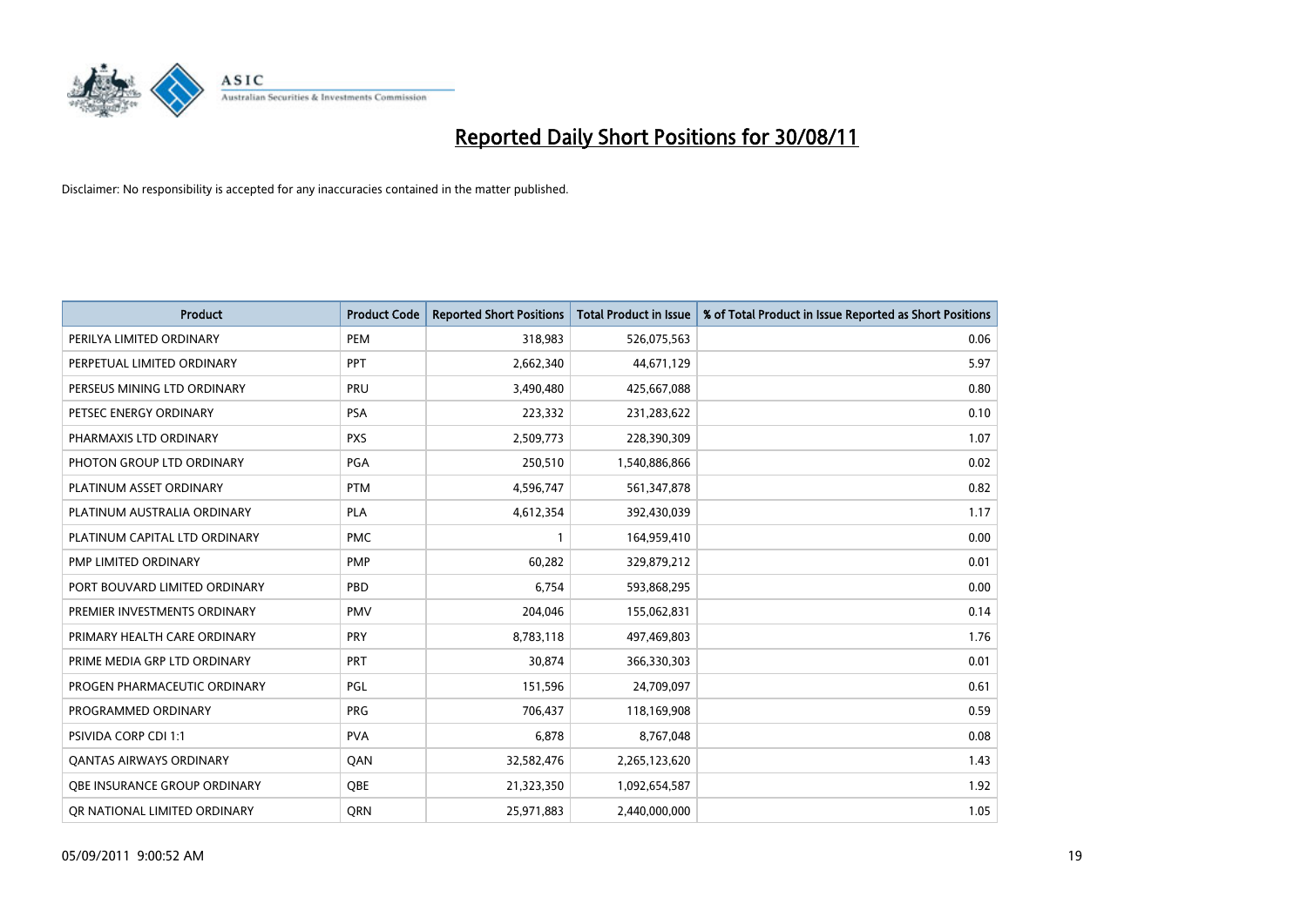# Reported Daily Short Positions for 30/08/11

Disclaimer: No responsibility is accepted for any inaccuracies contained in the matter published.

| Product | Product Code | Reported Short Positions | Total Product in Issue | % of Total Product in Issue Reported as Short Positions |
|---|---|---|---|---|
| PERILYA LIMITED ORDINARY | PEM | 318,983 | 526,075,563 | 0.06 |
| PERPETUAL LIMITED ORDINARY | PPT | 2,662,340 | 44,671,129 | 5.97 |
| PERSEUS MINING LTD ORDINARY | PRU | 3,490,480 | 425,667,088 | 0.80 |
| PETSEC ENERGY ORDINARY | PSA | 223,332 | 231,283,622 | 0.10 |
| PHARMAXIS LTD ORDINARY | PXS | 2,509,773 | 228,390,309 | 1.07 |
| PHOTON GROUP LTD ORDINARY | PGA | 250,510 | 1,540,886,866 | 0.02 |
| PLATINUM ASSET ORDINARY | PTM | 4,596,747 | 561,347,878 | 0.82 |
| PLATINUM AUSTRALIA ORDINARY | PLA | 4,612,354 | 392,430,039 | 1.17 |
| PLATINUM CAPITAL LTD ORDINARY | PMC | 1 | 164,959,410 | 0.00 |
| PMP LIMITED ORDINARY | PMP | 60,282 | 329,879,212 | 0.01 |
| PORT BOUVARD LIMITED ORDINARY | PBD | 6,754 | 593,868,295 | 0.00 |
| PREMIER INVESTMENTS ORDINARY | PMV | 204,046 | 155,062,831 | 0.14 |
| PRIMARY HEALTH CARE ORDINARY | PRY | 8,783,118 | 497,469,803 | 1.76 |
| PRIME MEDIA GRP LTD ORDINARY | PRT | 30,874 | 366,330,303 | 0.01 |
| PROGEN PHARMACEUTIC ORDINARY | PGL | 151,596 | 24,709,097 | 0.61 |
| PROGRAMMED ORDINARY | PRG | 706,437 | 118,169,908 | 0.59 |
| PSIVIDA CORP CDI 1:1 | PVA | 6,878 | 8,767,048 | 0.08 |
| QANTAS AIRWAYS ORDINARY | QAN | 32,582,476 | 2,265,123,620 | 1.43 |
| QBE INSURANCE GROUP ORDINARY | QBE | 21,323,350 | 1,092,654,587 | 1.92 |
| QR NATIONAL LIMITED ORDINARY | QRN | 25,971,883 | 2,440,000,000 | 1.05 |

05/09/2011 9:00:52 AM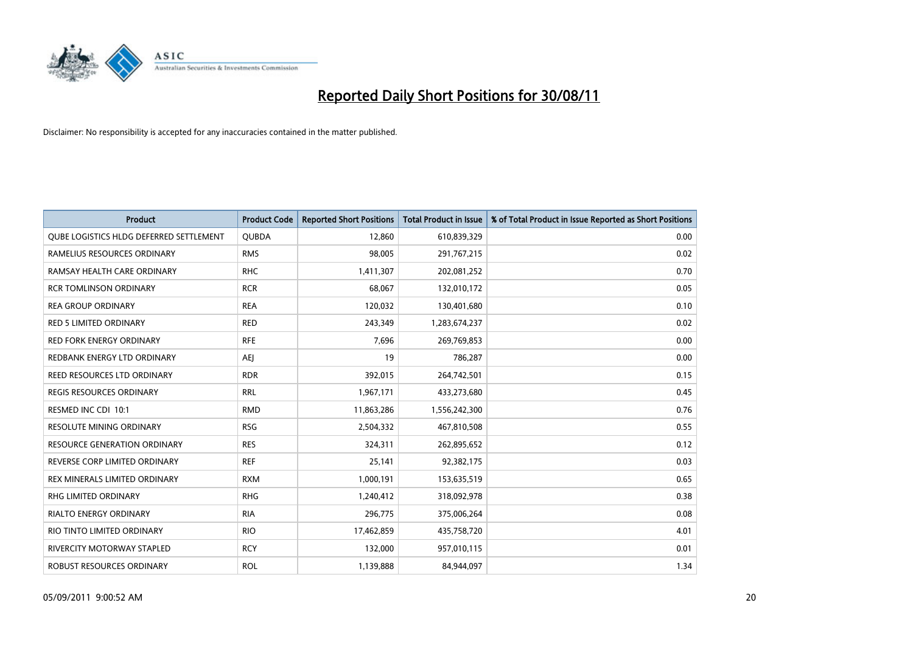# Reported Daily Short Positions for 30/08/11

Disclaimer: No responsibility is accepted for any inaccuracies contained in the matter published.

| Product | Product Code | Reported Short Positions | Total Product in Issue | % of Total Product in Issue Reported as Short Positions |
|---|---|---|---|---|
| QUBE LOGISTICS HLDG DEFERRED SETTLEMENT | QUBDA | 12,860 | 610,839,329 | 0.00 |
| RAMELIUS RESOURCES ORDINARY | RMS | 98,005 | 291,767,215 | 0.02 |
| RAMSAY HEALTH CARE ORDINARY | RHC | 1,411,307 | 202,081,252 | 0.70 |
| RCR TOMLINSON ORDINARY | RCR | 68,067 | 132,010,172 | 0.05 |
| REA GROUP ORDINARY | REA | 120,032 | 130,401,680 | 0.10 |
| RED 5 LIMITED ORDINARY | RED | 243,349 | 1,283,674,237 | 0.02 |
| RED FORK ENERGY ORDINARY | RFE | 7,696 | 269,769,853 | 0.00 |
| REDBANK ENERGY LTD ORDINARY | AEJ | 19 | 786,287 | 0.00 |
| REED RESOURCES LTD ORDINARY | RDR | 392,015 | 264,742,501 | 0.15 |
| REGIS RESOURCES ORDINARY | RRL | 1,967,171 | 433,273,680 | 0.45 |
| RESMED INC CDI 10:1 | RMD | 11,863,286 | 1,556,242,300 | 0.76 |
| RESOLUTE MINING ORDINARY | RSG | 2,504,332 | 467,810,508 | 0.55 |
| RESOURCE GENERATION ORDINARY | RES | 324,311 | 262,895,652 | 0.12 |
| REVERSE CORP LIMITED ORDINARY | REF | 25,141 | 92,382,175 | 0.03 |
| REX MINERALS LIMITED ORDINARY | RXM | 1,000,191 | 153,635,519 | 0.65 |
| RHG LIMITED ORDINARY | RHG | 1,240,412 | 318,092,978 | 0.38 |
| RIALTO ENERGY ORDINARY | RIA | 296,775 | 375,006,264 | 0.08 |
| RIO TINTO LIMITED ORDINARY | RIO | 17,462,859 | 435,758,720 | 4.01 |
| RIVERCITY MOTORWAY STAPLED | RCY | 132,000 | 957,010,115 | 0.01 |
| ROBUST RESOURCES ORDINARY | ROL | 1,139,888 | 84,944,097 | 1.34 |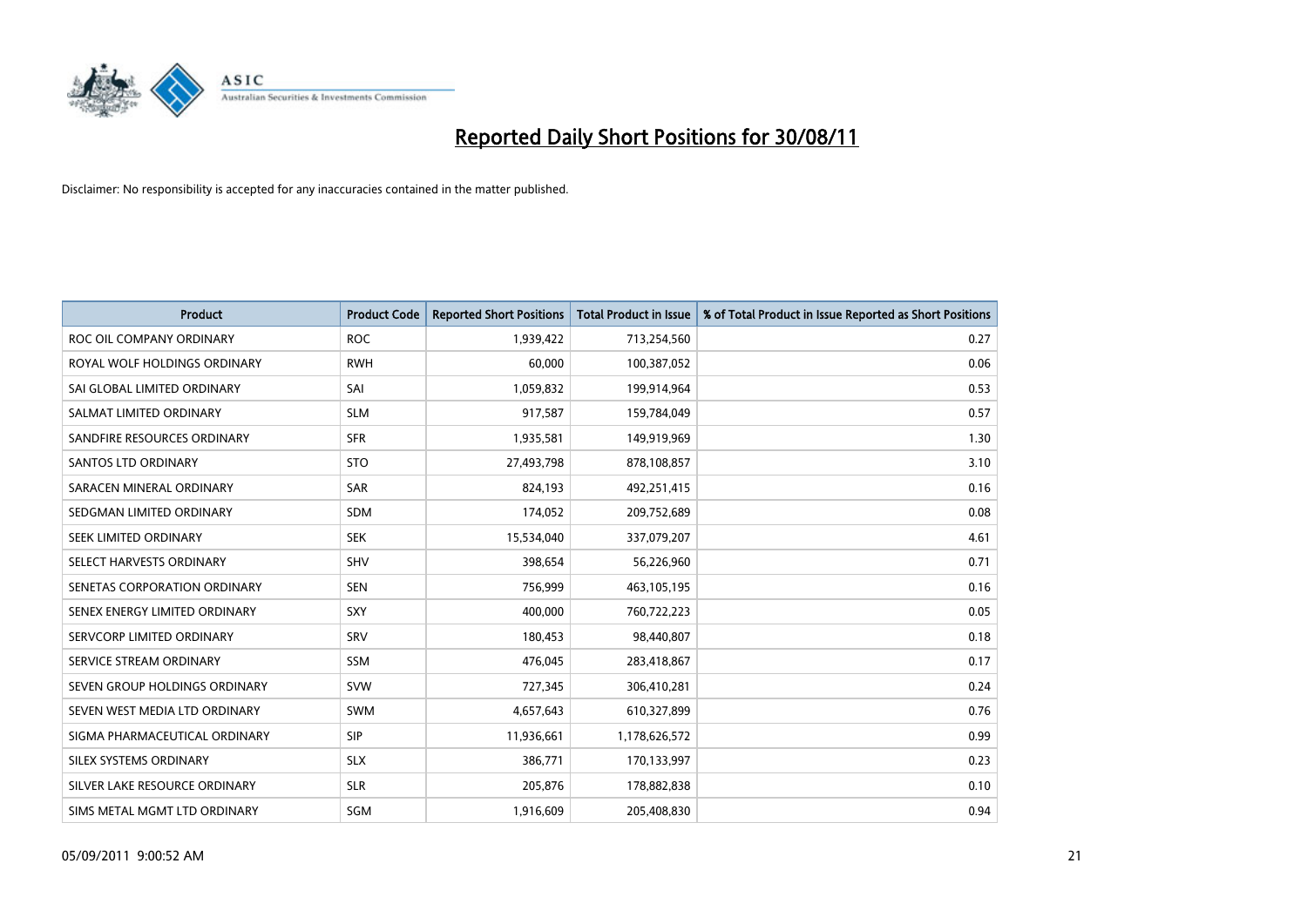# Reported Daily Short Positions for 30/08/11

Disclaimer: No responsibility is accepted for any inaccuracies contained in the matter published.

| Product | Product Code | Reported Short Positions | Total Product in Issue | % of Total Product in Issue Reported as Short Positions |
|---|---|---|---|---|
| ROC OIL COMPANY ORDINARY | ROC | 1,939,422 | 713,254,560 | 0.27 |
| ROYAL WOLF HOLDINGS ORDINARY | RWH | 60,000 | 100,387,052 | 0.06 |
| SAI GLOBAL LIMITED ORDINARY | SAI | 1,059,832 | 199,914,964 | 0.53 |
| SALMAT LIMITED ORDINARY | SLM | 917,587 | 159,784,049 | 0.57 |
| SANDFIRE RESOURCES ORDINARY | SFR | 1,935,581 | 149,919,969 | 1.30 |
| SANTOS LTD ORDINARY | STO | 27,493,798 | 878,108,857 | 3.10 |
| SARACEN MINERAL ORDINARY | SAR | 824,193 | 492,251,415 | 0.16 |
| SEDGMAN LIMITED ORDINARY | SDM | 174,052 | 209,752,689 | 0.08 |
| SEEK LIMITED ORDINARY | SEK | 15,534,040 | 337,079,207 | 4.61 |
| SELECT HARVESTS ORDINARY | SHV | 398,654 | 56,226,960 | 0.71 |
| SENETAS CORPORATION ORDINARY | SEN | 756,999 | 463,105,195 | 0.16 |
| SENEX ENERGY LIMITED ORDINARY | SXY | 400,000 | 760,722,223 | 0.05 |
| SERVCORP LIMITED ORDINARY | SRV | 180,453 | 98,440,807 | 0.18 |
| SERVICE STREAM ORDINARY | SSM | 476,045 | 283,418,867 | 0.17 |
| SEVEN GROUP HOLDINGS ORDINARY | SVW | 727,345 | 306,410,281 | 0.24 |
| SEVEN WEST MEDIA LTD ORDINARY | SWM | 4,657,643 | 610,327,899 | 0.76 |
| SIGMA PHARMACEUTICAL ORDINARY | SIP | 11,936,661 | 1,178,626,572 | 0.99 |
| SILEX SYSTEMS ORDINARY | SLX | 386,771 | 170,133,997 | 0.23 |
| SILVER LAKE RESOURCE ORDINARY | SLR | 205,876 | 178,882,838 | 0.10 |
| SIMS METAL MGMT LTD ORDINARY | SGM | 1,916,609 | 205,408,830 | 0.94 |

05/09/2011 9:00:52 AM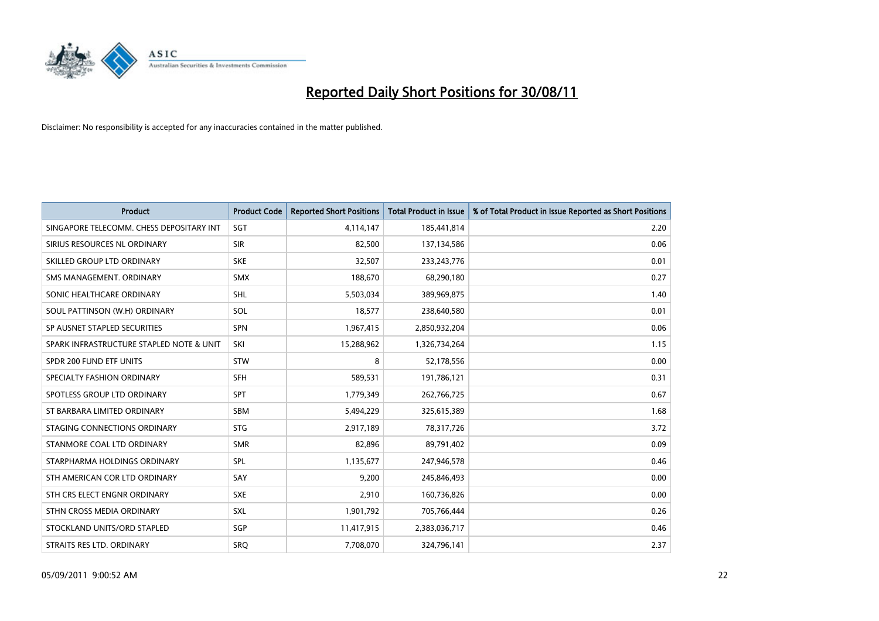# Reported Daily Short Positions for 30/08/11

Disclaimer: No responsibility is accepted for any inaccuracies contained in the matter published.

| Product | Product Code | Reported Short Positions | Total Product in Issue | % of Total Product in Issue Reported as Short Positions |
|---|---|---|---|---|
| SINGAPORE TELECOMM. CHESS DEPOSITARY INT | SGT | 4,114,147 | 185,441,814 | 2.20 |
| SIRIUS RESOURCES NL ORDINARY | SIR | 82,500 | 137,134,586 | 0.06 |
| SKILLED GROUP LTD ORDINARY | SKE | 32,507 | 233,243,776 | 0.01 |
| SMS MANAGEMENT. ORDINARY | SMX | 188,670 | 68,290,180 | 0.27 |
| SONIC HEALTHCARE ORDINARY | SHL | 5,503,034 | 389,969,875 | 1.40 |
| SOUL PATTINSON (W.H) ORDINARY | SOL | 18,577 | 238,640,580 | 0.01 |
| SP AUSNET STAPLED SECURITIES | SPN | 1,967,415 | 2,850,932,204 | 0.06 |
| SPARK INFRASTRUCTURE STAPLED NOTE & UNIT | SKI | 15,288,962 | 1,326,734,264 | 1.15 |
| SPDR 200 FUND ETF UNITS | STW | 8 | 52,178,556 | 0.00 |
| SPECIALTY FASHION ORDINARY | SFH | 589,531 | 191,786,121 | 0.31 |
| SPOTLESS GROUP LTD ORDINARY | SPT | 1,779,349 | 262,766,725 | 0.67 |
| ST BARBARA LIMITED ORDINARY | SBM | 5,494,229 | 325,615,389 | 1.68 |
| STAGING CONNECTIONS ORDINARY | STG | 2,917,189 | 78,317,726 | 3.72 |
| STANMORE COAL LTD ORDINARY | SMR | 82,896 | 89,791,402 | 0.09 |
| STARPHARMA HOLDINGS ORDINARY | SPL | 1,135,677 | 247,946,578 | 0.46 |
| STH AMERICAN COR LTD ORDINARY | SAY | 9,200 | 245,846,493 | 0.00 |
| STH CRS ELECT ENGNR ORDINARY | SXE | 2,910 | 160,736,826 | 0.00 |
| STHN CROSS MEDIA ORDINARY | SXL | 1,901,792 | 705,766,444 | 0.26 |
| STOCKLAND UNITS/ORD STAPLED | SGP | 11,417,915 | 2,383,036,717 | 0.46 |
| STRAITS RES LTD. ORDINARY | SRQ | 7,708,070 | 324,796,141 | 2.37 |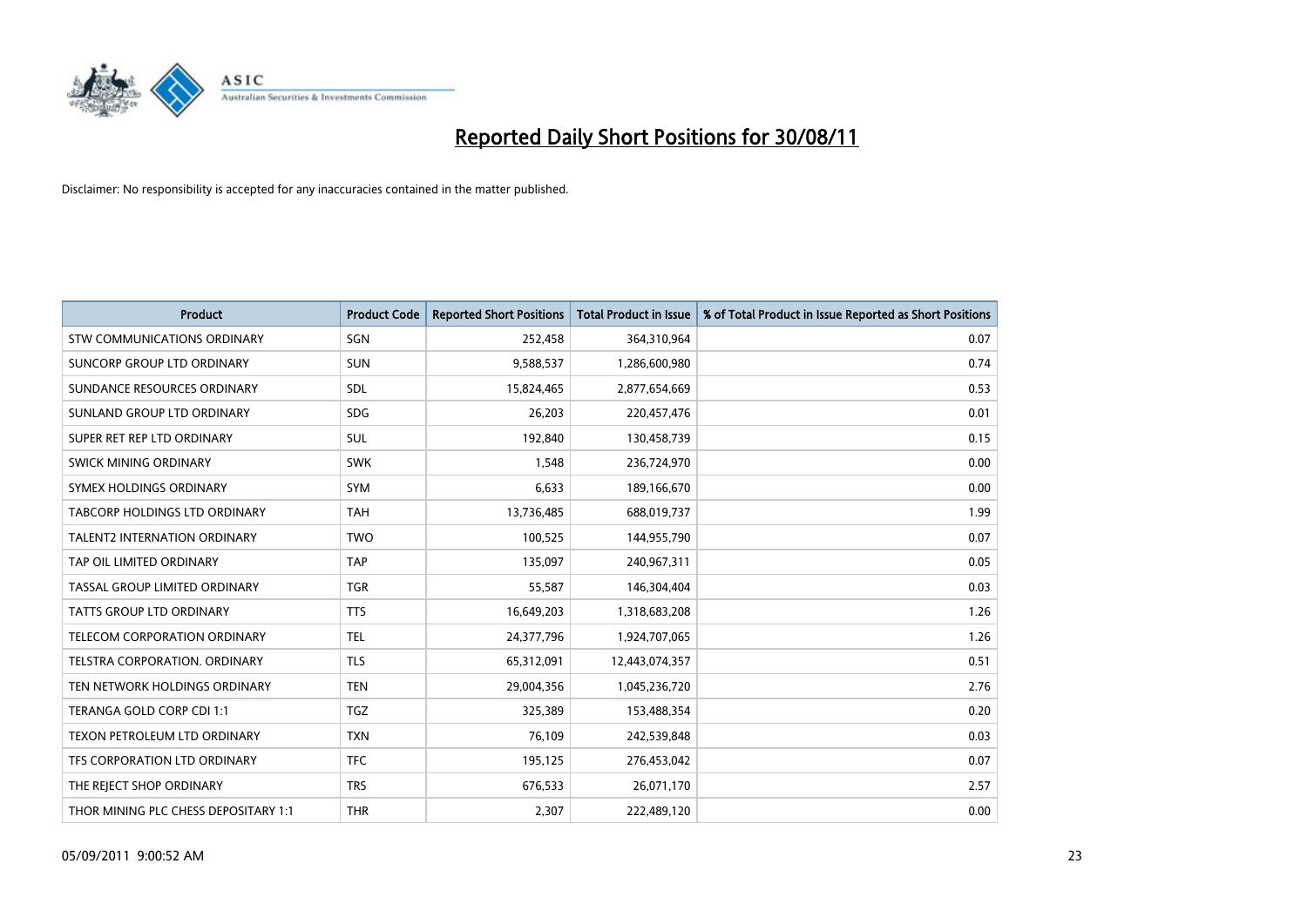# Reported Daily Short Positions for 30/08/11

Disclaimer: No responsibility is accepted for any inaccuracies contained in the matter published.

| Product | Product Code | Reported Short Positions | Total Product in Issue | % of Total Product in Issue Reported as Short Positions |
|---|---|---|---|---|
| STW COMMUNICATIONS ORDINARY | SGN | 252,458 | 364,310,964 | 0.07 |
| SUNCORP GROUP LTD ORDINARY | SUN | 9,588,537 | 1,286,600,980 | 0.74 |
| SUNDANCE RESOURCES ORDINARY | SDL | 15,824,465 | 2,877,654,669 | 0.53 |
| SUNLAND GROUP LTD ORDINARY | SDG | 26,203 | 220,457,476 | 0.01 |
| SUPER RET REP LTD ORDINARY | SUL | 192,840 | 130,458,739 | 0.15 |
| SWICK MINING ORDINARY | SWK | 1,548 | 236,724,970 | 0.00 |
| SYMEX HOLDINGS ORDINARY | SYM | 6,633 | 189,166,670 | 0.00 |
| TABCORP HOLDINGS LTD ORDINARY | TAH | 13,736,485 | 688,019,737 | 1.99 |
| TALENT2 INTERNATION ORDINARY | TWO | 100,525 | 144,955,790 | 0.07 |
| TAP OIL LIMITED ORDINARY | TAP | 135,097 | 240,967,311 | 0.05 |
| TASSAL GROUP LIMITED ORDINARY | TGR | 55,587 | 146,304,404 | 0.03 |
| TATTS GROUP LTD ORDINARY | TTS | 16,649,203 | 1,318,683,208 | 1.26 |
| TELECOM CORPORATION ORDINARY | TEL | 24,377,796 | 1,924,707,065 | 1.26 |
| TELSTRA CORPORATION. ORDINARY | TLS | 65,312,091 | 12,443,074,357 | 0.51 |
| TEN NETWORK HOLDINGS ORDINARY | TEN | 29,004,356 | 1,045,236,720 | 2.76 |
| TERANGA GOLD CORP CDI 1:1 | TGZ | 325,389 | 153,488,354 | 0.20 |
| TEXON PETROLEUM LTD ORDINARY | TXN | 76,109 | 242,539,848 | 0.03 |
| TFS CORPORATION LTD ORDINARY | TFC | 195,125 | 276,453,042 | 0.07 |
| THE REJECT SHOP ORDINARY | TRS | 676,533 | 26,071,170 | 2.57 |
| THOR MINING PLC CHESS DEPOSITARY 1:1 | THR | 2,307 | 222,489,120 | 0.00 |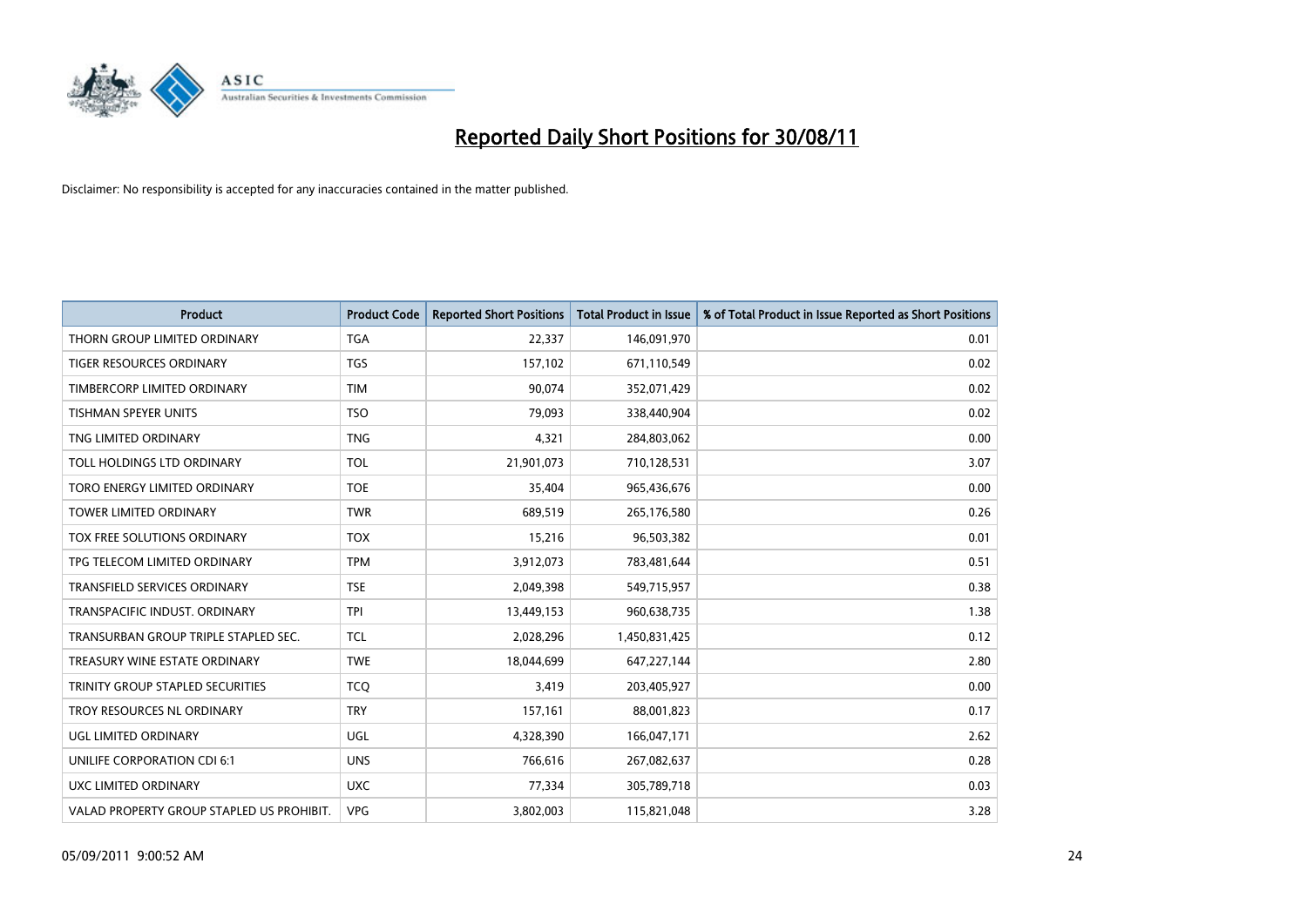# Reported Daily Short Positions for 30/08/11

Disclaimer: No responsibility is accepted for any inaccuracies contained in the matter published.

| Product | Product Code | Reported Short Positions | Total Product in Issue | % of Total Product in Issue Reported as Short Positions |
|---|---|---|---|---|
| THORN GROUP LIMITED ORDINARY | TGA | 22,337 | 146,091,970 | 0.01 |
| TIGER RESOURCES ORDINARY | TGS | 157,102 | 671,110,549 | 0.02 |
| TIMBERCORP LIMITED ORDINARY | TIM | 90,074 | 352,071,429 | 0.02 |
| TISHMAN SPEYER UNITS | TSO | 79,093 | 338,440,904 | 0.02 |
| TNG LIMITED ORDINARY | TNG | 4,321 | 284,803,062 | 0.00 |
| TOLL HOLDINGS LTD ORDINARY | TOL | 21,901,073 | 710,128,531 | 3.07 |
| TORO ENERGY LIMITED ORDINARY | TOE | 35,404 | 965,436,676 | 0.00 |
| TOWER LIMITED ORDINARY | TWR | 689,519 | 265,176,580 | 0.26 |
| TOX FREE SOLUTIONS ORDINARY | TOX | 15,216 | 96,503,382 | 0.01 |
| TPG TELECOM LIMITED ORDINARY | TPM | 3,912,073 | 783,481,644 | 0.51 |
| TRANSFIELD SERVICES ORDINARY | TSE | 2,049,398 | 549,715,957 | 0.38 |
| TRANSPACIFIC INDUST. ORDINARY | TPI | 13,449,153 | 960,638,735 | 1.38 |
| TRANSURBAN GROUP TRIPLE STAPLED SEC. | TCL | 2,028,296 | 1,450,831,425 | 0.12 |
| TREASURY WINE ESTATE ORDINARY | TWE | 18,044,699 | 647,227,144 | 2.80 |
| TRINITY GROUP STAPLED SECURITIES | TCQ | 3,419 | 203,405,927 | 0.00 |
| TROY RESOURCES NL ORDINARY | TRY | 157,161 | 88,001,823 | 0.17 |
| UGL LIMITED ORDINARY | UGL | 4,328,390 | 166,047,171 | 2.62 |
| UNILIFE CORPORATION CDI 6:1 | UNS | 766,616 | 267,082,637 | 0.28 |
| UXC LIMITED ORDINARY | UXC | 77,334 | 305,789,718 | 0.03 |
| VALAD PROPERTY GROUP STAPLED US PROHIBIT. | VPG | 3,802,003 | 115,821,048 | 3.28 |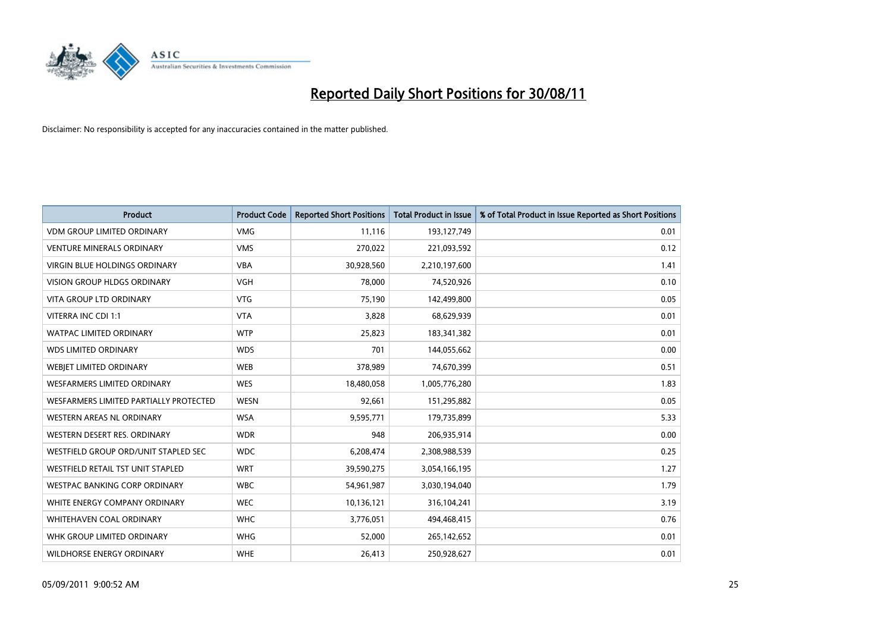# Reported Daily Short Positions for 30/08/11

Disclaimer: No responsibility is accepted for any inaccuracies contained in the matter published.

| Product | Product Code | Reported Short Positions | Total Product in Issue | % of Total Product in Issue Reported as Short Positions |
|---|---|---|---|---|
| VDM GROUP LIMITED ORDINARY | VMG | 11,116 | 193,127,749 | 0.01 |
| VENTURE MINERALS ORDINARY | VMS | 270,022 | 221,093,592 | 0.12 |
| VIRGIN BLUE HOLDINGS ORDINARY | VBA | 30,928,560 | 2,210,197,600 | 1.41 |
| VISION GROUP HLDGS ORDINARY | VGH | 78,000 | 74,520,926 | 0.10 |
| VITA GROUP LTD ORDINARY | VTG | 75,190 | 142,499,800 | 0.05 |
| VITERRA INC CDI 1:1 | VTA | 3,828 | 68,629,939 | 0.01 |
| WATPAC LIMITED ORDINARY | WTP | 25,823 | 183,341,382 | 0.01 |
| WDS LIMITED ORDINARY | WDS | 701 | 144,055,662 | 0.00 |
| WEBJET LIMITED ORDINARY | WEB | 378,989 | 74,670,399 | 0.51 |
| WESFARMERS LIMITED ORDINARY | WES | 18,480,058 | 1,005,776,280 | 1.83 |
| WESFARMERS LIMITED PARTIALLY PROTECTED | WESN | 92,661 | 151,295,882 | 0.05 |
| WESTERN AREAS NL ORDINARY | WSA | 9,595,771 | 179,735,899 | 5.33 |
| WESTERN DESERT RES. ORDINARY | WDR | 948 | 206,935,914 | 0.00 |
| WESTFIELD GROUP ORD/UNIT STAPLED SEC | WDC | 6,208,474 | 2,308,988,539 | 0.25 |
| WESTFIELD RETAIL TST UNIT STAPLED | WRT | 39,590,275 | 3,054,166,195 | 1.27 |
| WESTPAC BANKING CORP ORDINARY | WBC | 54,961,987 | 3,030,194,040 | 1.79 |
| WHITE ENERGY COMPANY ORDINARY | WEC | 10,136,121 | 316,104,241 | 3.19 |
| WHITEHAVEN COAL ORDINARY | WHC | 3,776,051 | 494,468,415 | 0.76 |
| WHK GROUP LIMITED ORDINARY | WHG | 52,000 | 265,142,652 | 0.01 |
| WILDHORSE ENERGY ORDINARY | WHE | 26,413 | 250,928,627 | 0.01 |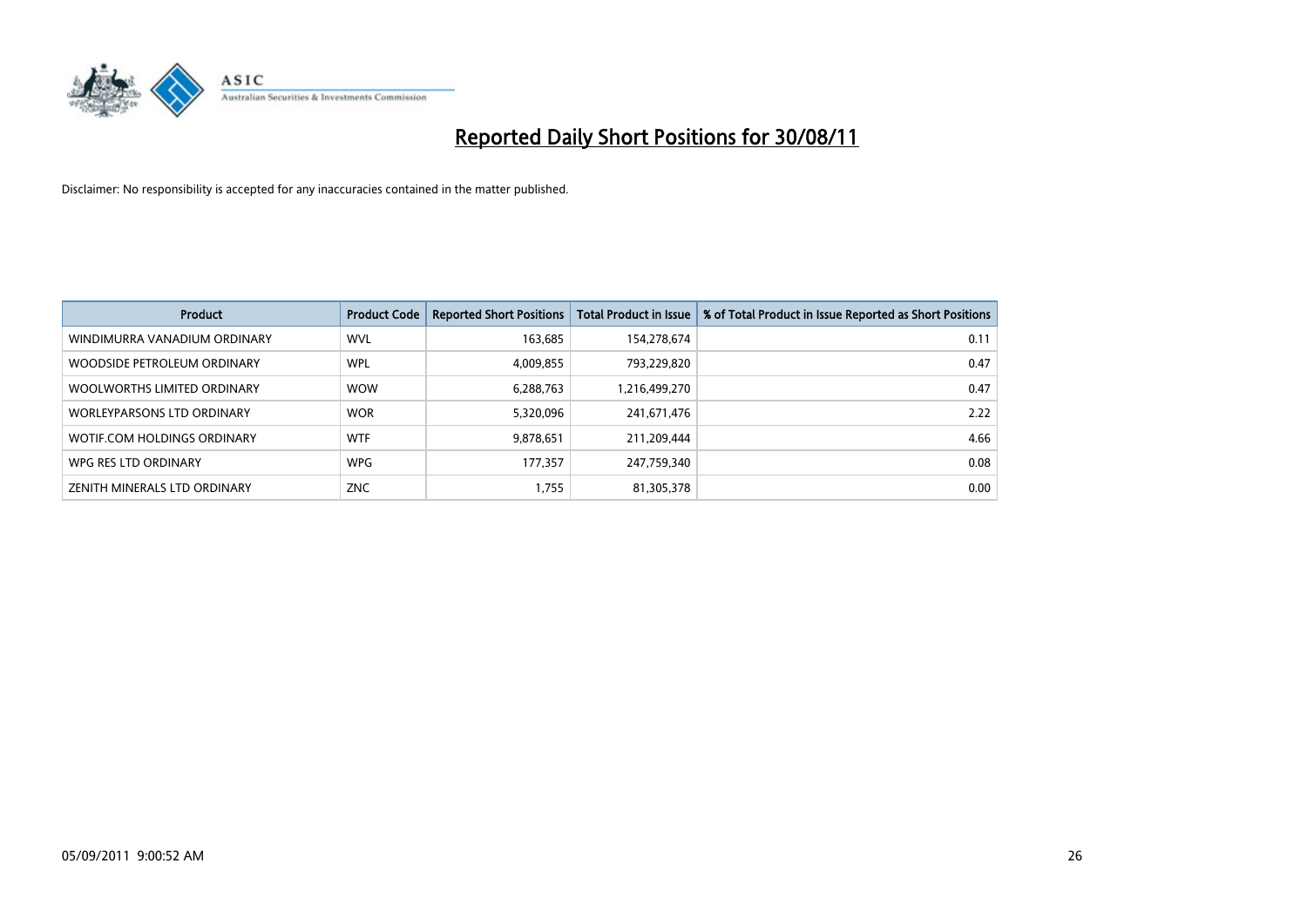# Reported Daily Short Positions for 30/08/11

Disclaimer: No responsibility is accepted for any inaccuracies contained in the matter published.

| Product | Product Code | Reported Short Positions | Total Product in Issue | % of Total Product in Issue Reported as Short Positions |
|---|---|---|---|---|
| WINDIMURRA VANADIUM ORDINARY | WVL | 163,685 | 154,278,674 | 0.11 |
| WOODSIDE PETROLEUM ORDINARY | WPL | 4,009,855 | 793,229,820 | 0.47 |
| WOOLWORTHS LIMITED ORDINARY | WOW | 6,288,763 | 1,216,499,270 | 0.47 |
| WORLEYPARSONS LTD ORDINARY | WOR | 5,320,096 | 241,671,476 | 2.22 |
| WOTIF.COM HOLDINGS ORDINARY | WTF | 9,878,651 | 211,209,444 | 4.66 |
| WPG RES LTD ORDINARY | WPG | 177,357 | 247,759,340 | 0.08 |
| ZENITH MINERALS LTD ORDINARY | ZNC | 1,755 | 81,305,378 | 0.00 |

05/09/2011 9:00:52 AM